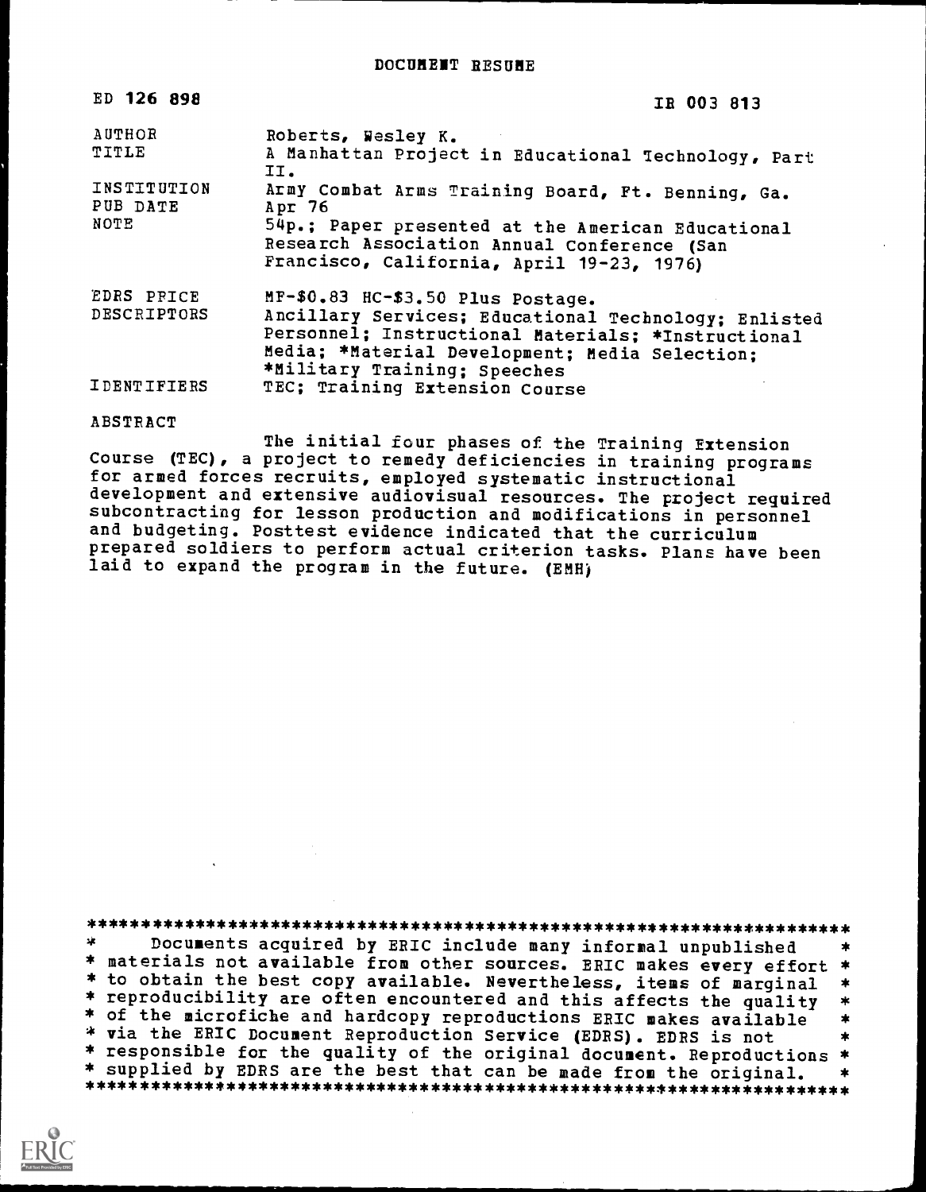# DOCUMENT RESUME

| | |
|---|---|
| ED 126 898 | IR 003 813 |
| AUTHOR | Roberts, Wesley K. |
| TITLE | A Manhattan Project in Educational Technology, Part II. |
| INSTITUTION | Army Combat Arms Training Board, Ft. Benning, Ga. |
| PUB DATE | Apr 76 |
| NOTE | 54p.; Paper presented at the American Educational Research Association Annual Conference (San Francisco, California, April 19-23, 1976) |
| EDRS PRICE | MF-$0.83 HC-$3.50 Plus Postage. |
| DESCRIPTORS | Ancillary Services; Educational Technology; Enlisted Personnel; Instructional Materials; *Instructional Media; *Material Development; Media Selection; *Military Training; Speeches |
| IDENTIFIERS | TEC; Training Extension Course |

ABSTRACT

The initial four phases of the Training Extension Course (TEC), a project to remedy deficiencies in training programs for armed forces recruits, employed systematic instructional development and extensive audiovisual resources. The project required subcontracting for lesson production and modifications in personnel and budgeting. Posttest evidence indicated that the curriculum prepared soldiers to perform actual criterion tasks. Plans have been laid to expand the program in the future. (EMH)

***********************************************************************
* Documents acquired by ERIC include many informal unpublished *
* materials not available from other sources. ERIC makes every effort *
* to obtain the best copy available. Nevertheless, items of marginal *
* reproducibility are often encountered and this affects the quality *
* of the microfiche and hardcopy reproductions ERIC makes available *
* via the ERIC Document Reproduction Service (EDRS). EDRS is not *
* responsible for the quality of the original document. Reproductions *
* supplied by EDRS are the best that can be made from the original. *
***********************************************************************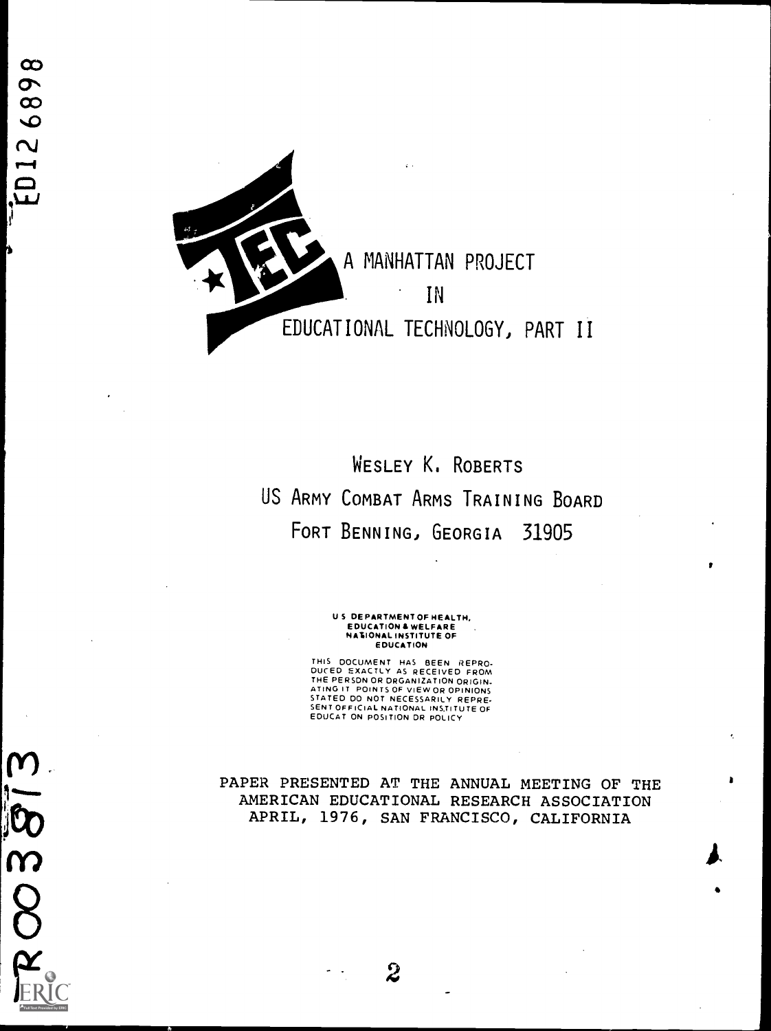# A MANHATTAN PROJECT IN EDUCATIONAL TECHNOLOGY, PART II

WESLEY K. ROBERTS

US ARMY COMBAT ARMS TRAINING BOARD

FORT BENNING, GEORGIA 31905

U S DEPARTMENT OF HEALTH, EDUCATION & WELFARE NATIONAL INSTITUTE OF EDUCATION

THIS DOCUMENT HAS BEEN REPRODUCED EXACTLY AS RECEIVED FROM THE PERSON OR ORGANIZATION ORIGINATING IT. POINTS OF VIEW OR OPINIONS STATED DO NOT NECESSARILY REPRESENT OFFICIAL NATIONAL INSTITUTE OF EDUCATION POSITION OR POLICY

PAPER PRESENTED AT THE ANNUAL MEETING OF THE AMERICAN EDUCATIONAL RESEARCH ASSOCIATION APRIL, 1976, SAN FRANCISCO, CALIFORNIA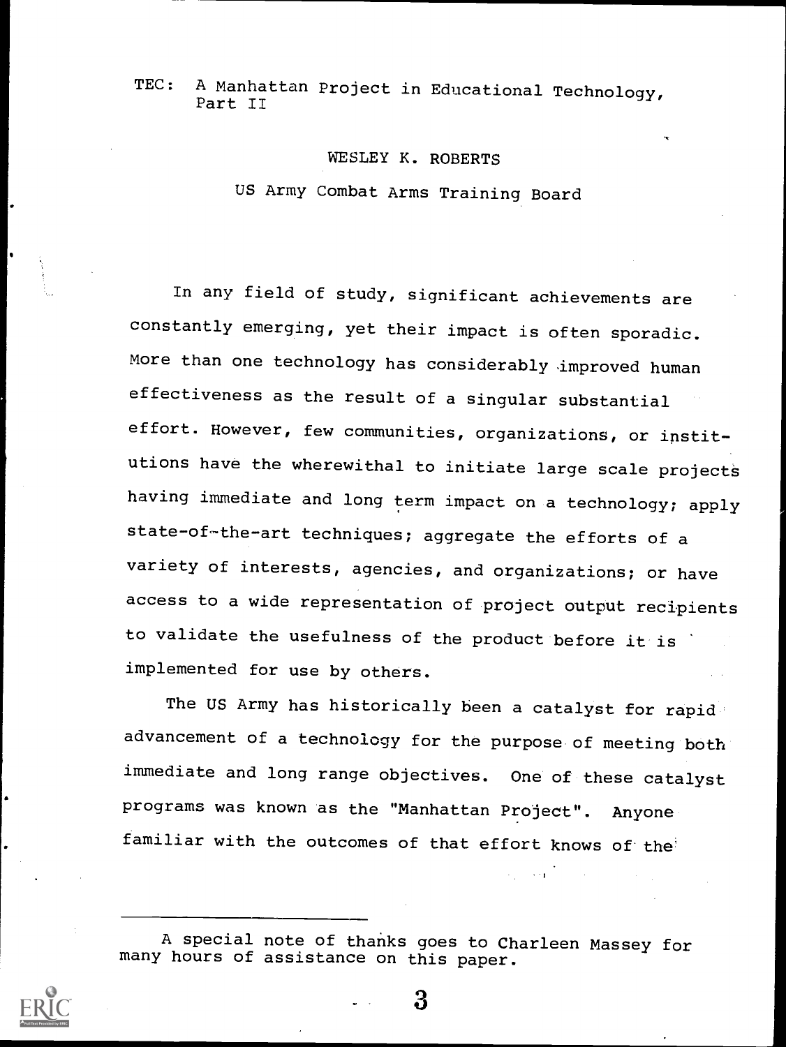# TEC: A Manhattan Project in Educational Technology, Part II

WESLEY K. ROBERTS

US Army Combat Arms Training Board

In any field of study, significant achievements are constantly emerging, yet their impact is often sporadic. More than one technology has considerably improved human effectiveness as the result of a singular substantial effort. However, few communities, organizations, or institutions have the wherewithal to initiate large scale projects having immediate and long term impact on a technology; apply state-of-the-art techniques; aggregate the efforts of a variety of interests, agencies, and organizations; or have access to a wide representation of project output recipients to validate the usefulness of the product before it is implemented for use by others.

The US Army has historically been a catalyst for rapid advancement of a technology for the purpose of meeting both immediate and long range objectives. One of these catalyst programs was known as the "Manhattan Project". Anyone familiar with the outcomes of that effort knows of the

A special note of thanks goes to Charleen Massey for many hours of assistance on this paper.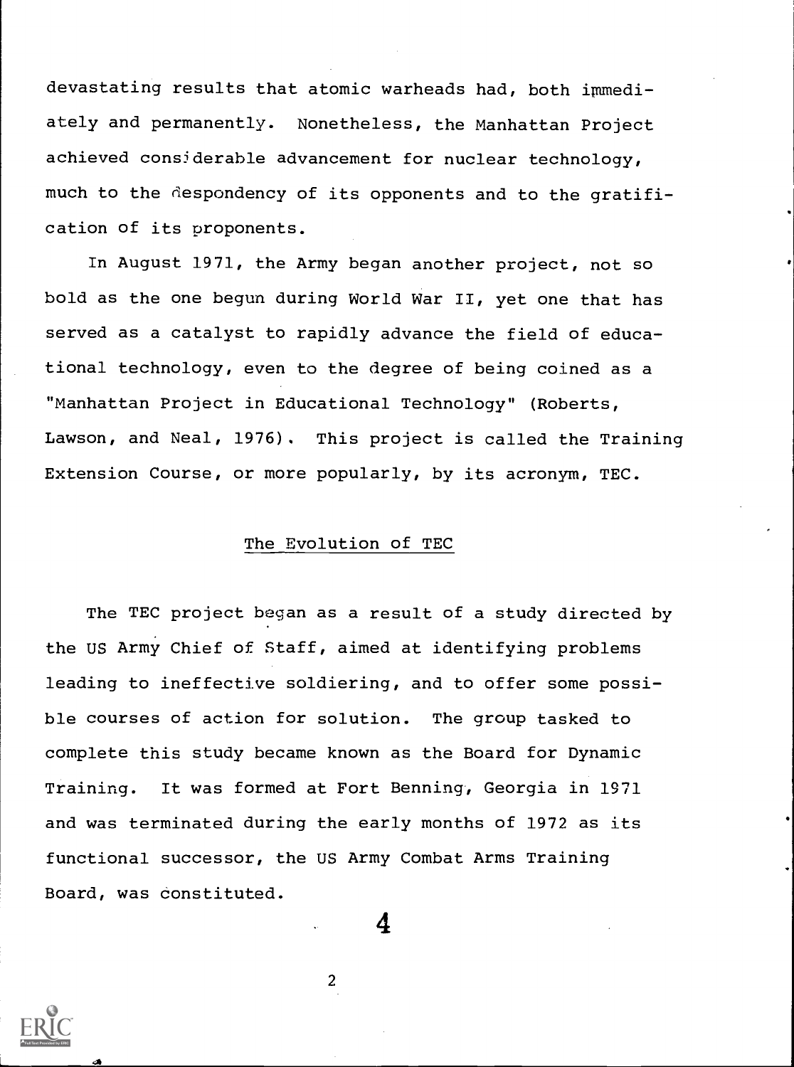devastating results that atomic warheads had, both immediately and permanently. Nonetheless, the Manhattan Project achieved considerable advancement for nuclear technology, much to the despondency of its opponents and to the gratification of its proponents.

In August 1971, the Army began another project, not so bold as the one begun during World War II, yet one that has served as a catalyst to rapidly advance the field of educational technology, even to the degree of being coined as a "Manhattan Project in Educational Technology" (Roberts, Lawson, and Neal, 1976). This project is called the Training Extension Course, or more popularly, by its acronym, TEC.

## The Evolution of TEC

The TEC project began as a result of a study directed by the US Army Chief of Staff, aimed at identifying problems leading to ineffective soldiering, and to offer some possible courses of action for solution. The group tasked to complete this study became known as the Board for Dynamic Training. It was formed at Fort Benning, Georgia in 1971 and was terminated during the early months of 1972 as its functional successor, the US Army Combat Arms Training Board, was constituted.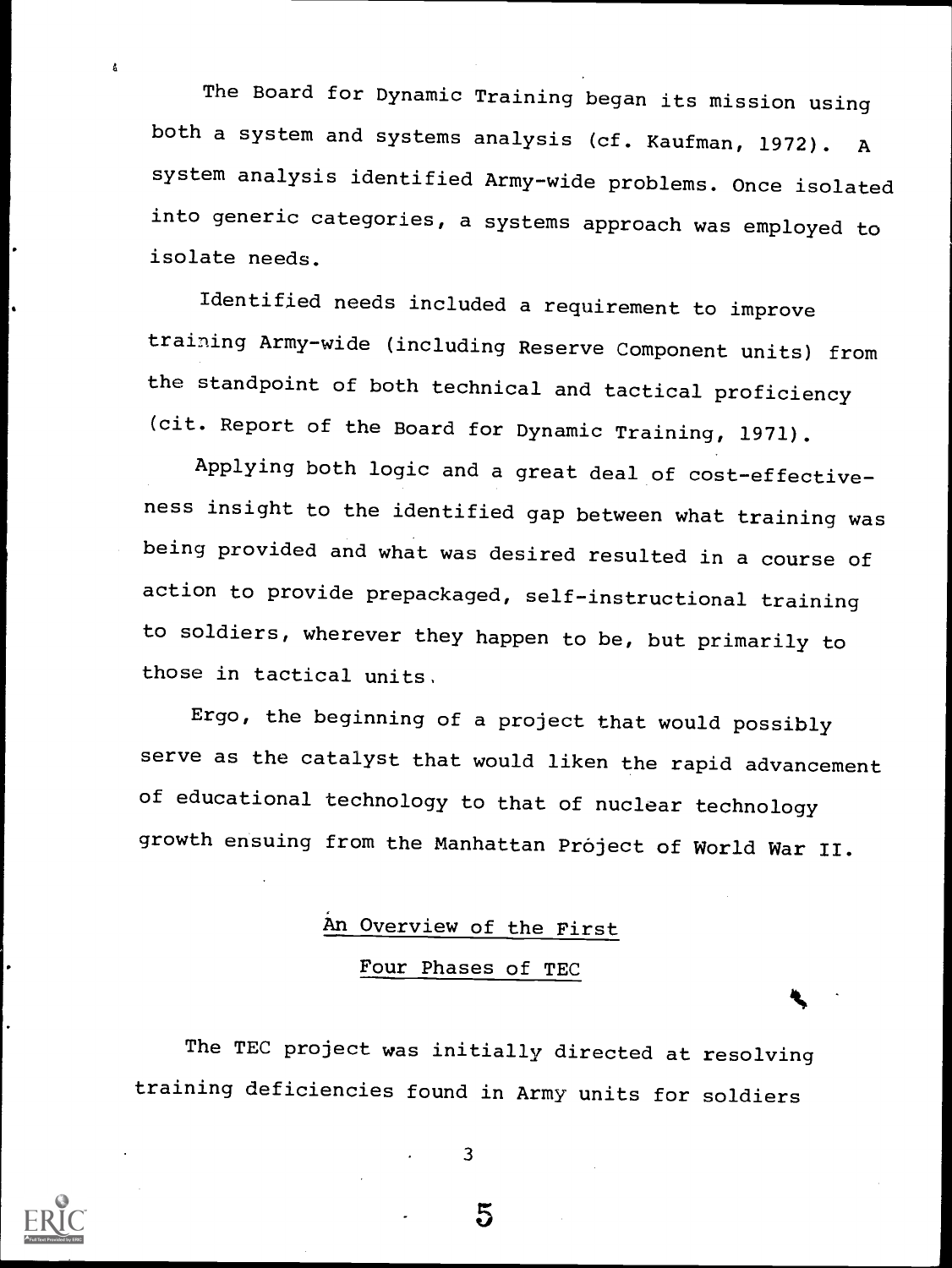The Board for Dynamic Training began its mission using both a system and systems analysis (cf. Kaufman, 1972). A system analysis identified Army-wide problems. Once isolated into generic categories, a systems approach was employed to isolate needs.

Identified needs included a requirement to improve training Army-wide (including Reserve Component units) from the standpoint of both technical and tactical proficiency (cit. Report of the Board for Dynamic Training, 1971).

Applying both logic and a great deal of cost-effectiveness insight to the identified gap between what training was being provided and what was desired resulted in a course of action to provide prepackaged, self-instructional training to soldiers, wherever they happen to be, but primarily to those in tactical units.

Ergo, the beginning of a project that would possibly serve as the catalyst that would liken the rapid advancement of educational technology to that of nuclear technology growth ensuing from the Manhattan Project of World War II.

## An Overview of the First Four Phases of TEC

The TEC project was initially directed at resolving training deficiencies found in Army units for soldiers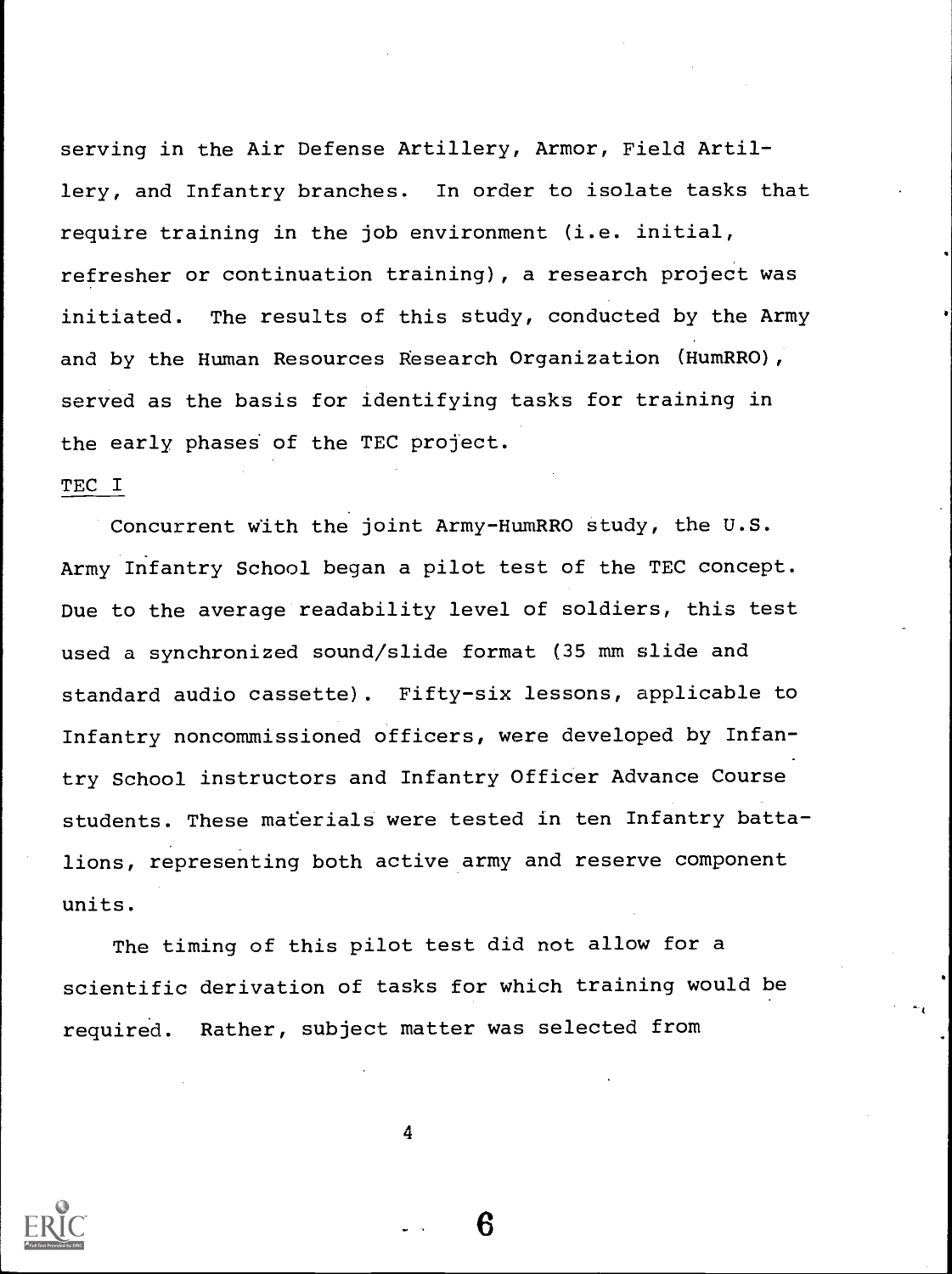serving in the Air Defense Artillery, Armor, Field Artillery, and Infantry branches. In order to isolate tasks that require training in the job environment (i.e. initial, refresher or continuation training), a research project was initiated. The results of this study, conducted by the Army and by the Human Resources Research Organization (HumRRO), served as the basis for identifying tasks for training in the early phases of the TEC project.

## TEC I

Concurrent with the joint Army-HumRRO study, the U.S. Army Infantry School began a pilot test of the TEC concept. Due to the average readability level of soldiers, this test used a synchronized sound/slide format (35 mm slide and standard audio cassette). Fifty-six lessons, applicable to Infantry noncommissioned officers, were developed by Infantry School instructors and Infantry Officer Advance Course students. These materials were tested in ten Infantry battalions, representing both active army and reserve component units.

The timing of this pilot test did not allow for a scientific derivation of tasks for which training would be required. Rather, subject matter was selected from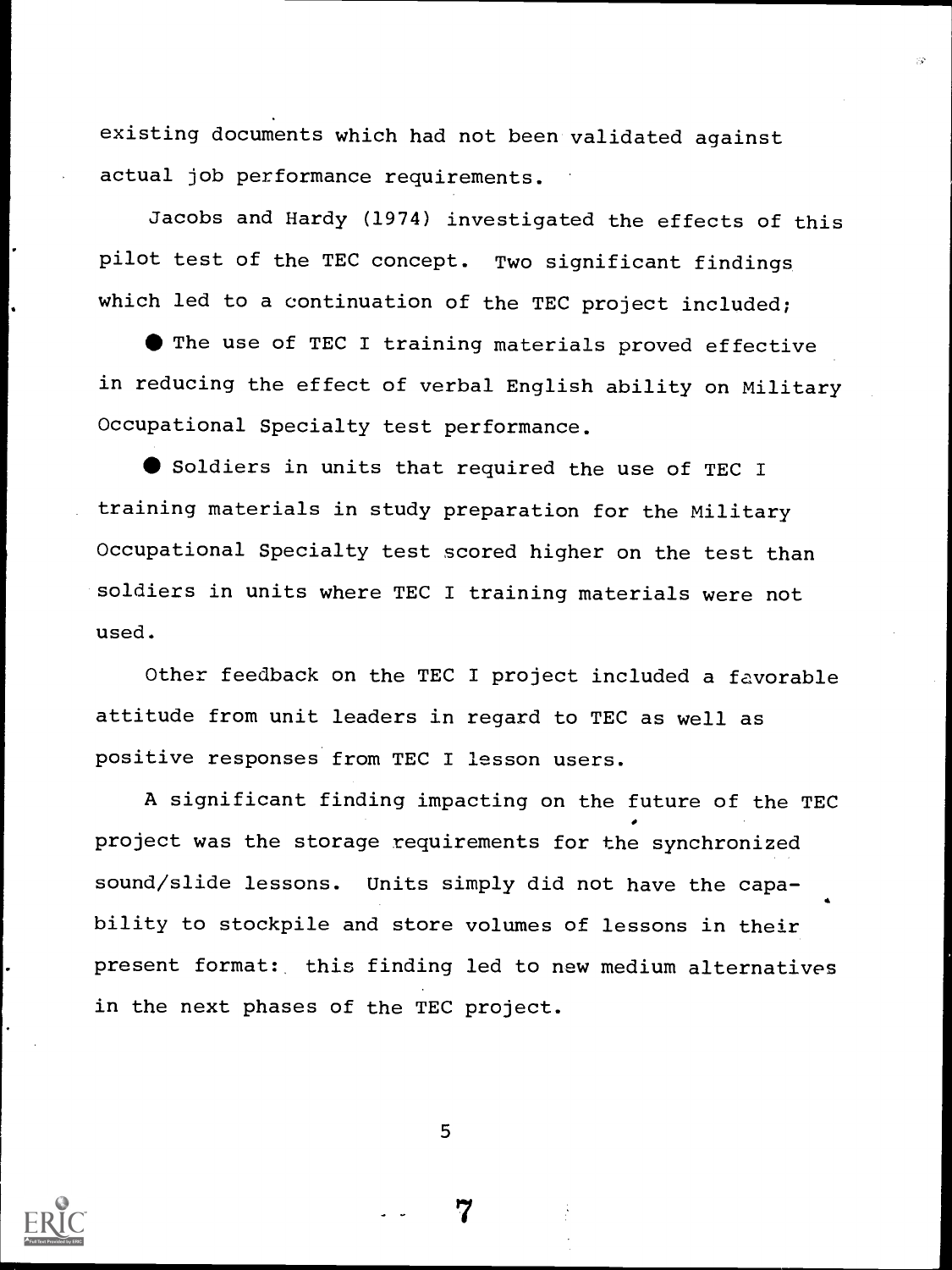existing documents which had not been validated against actual job performance requirements.

Jacobs and Hardy (1974) investigated the effects of this pilot test of the TEC concept. Two significant findings which led to a continuation of the TEC project included;

- The use of TEC I training materials proved effective in reducing the effect of verbal English ability on Military Occupational Specialty test performance.
- Soldiers in units that required the use of TEC I training materials in study preparation for the Military Occupational Specialty test scored higher on the test than soldiers in units where TEC I training materials were not used.

Other feedback on the TEC I project included a favorable attitude from unit leaders in regard to TEC as well as positive responses from TEC I lesson users.

A significant finding impacting on the future of the TEC project was the storage requirements for the synchronized sound/slide lessons. Units simply did not have the capability to stockpile and store volumes of lessons in their present format: this finding led to new medium alternatives in the next phases of the TEC project.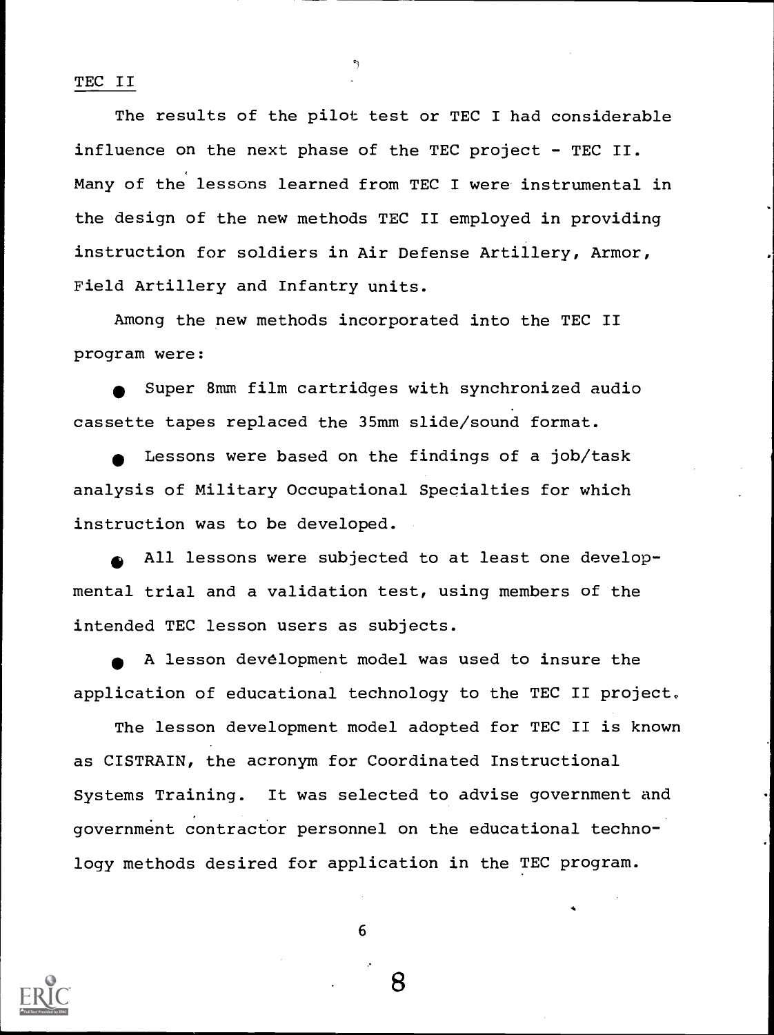## TEC II

The results of the pilot test or TEC I had considerable influence on the next phase of the TEC project - TEC II. Many of the lessons learned from TEC I were instrumental in the design of the new methods TEC II employed in providing instruction for soldiers in Air Defense Artillery, Armor, Field Artillery and Infantry units.

Among the new methods incorporated into the TEC II program were:

- Super 8mm film cartridges with synchronized audio cassette tapes replaced the 35mm slide/sound format.
- Lessons were based on the findings of a job/task analysis of Military Occupational Specialties for which instruction was to be developed.
- All lessons were subjected to at least one developmental trial and a validation test, using members of the intended TEC lesson users as subjects.
- A lesson devélopment model was used to insure the application of educational technology to the TEC II project.

The lesson development model adopted for TEC II is known as CISTRAIN, the acronym for Coordinated Instructional Systems Training. It was selected to advise government and government contractor personnel on the educational technology methods desired for application in the TEC program.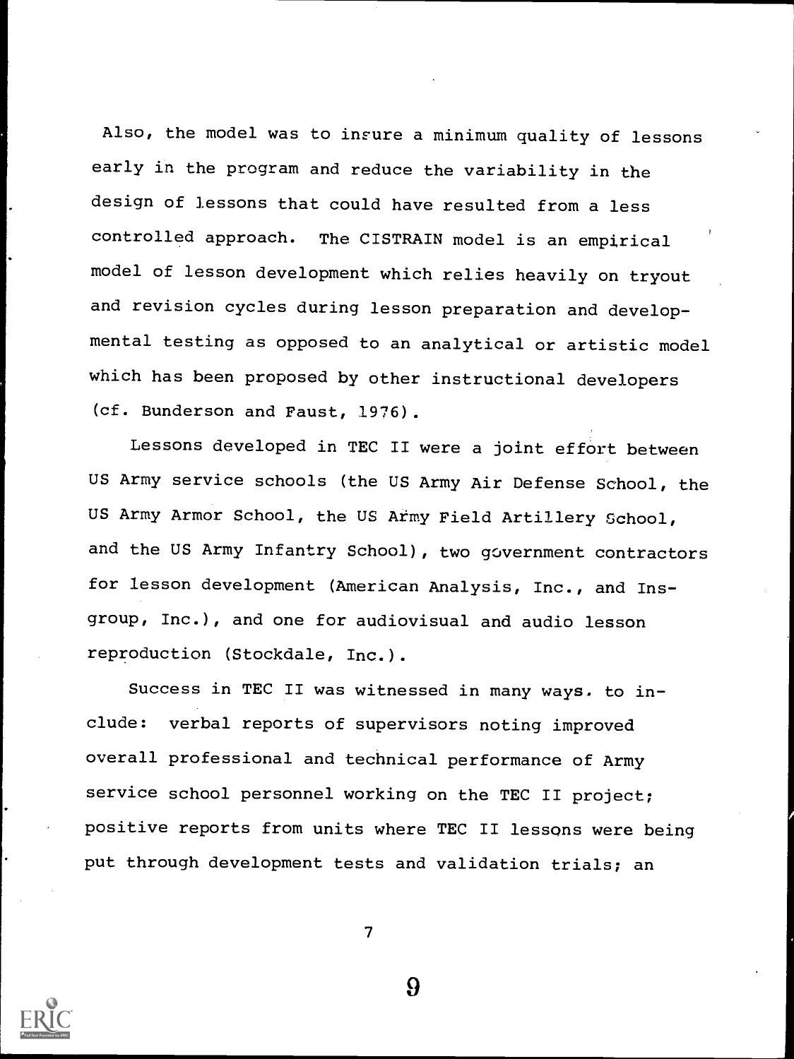Also, the model was to insure a minimum quality of lessons early in the program and reduce the variability in the design of lessons that could have resulted from a less controlled approach. The CISTRAIN model is an empirical model of lesson development which relies heavily on tryout and revision cycles during lesson preparation and developmental testing as opposed to an analytical or artistic model which has been proposed by other instructional developers (cf. Bunderson and Faust, 1976).

Lessons developed in TEC II were a joint effort between US Army service schools (the US Army Air Defense School, the US Army Armor School, the US Army Field Artillery School, and the US Army Infantry School), two government contractors for lesson development (American Analysis, Inc., and Insgroup, Inc.), and one for audiovisual and audio lesson reproduction (Stockdale, Inc.).

Success in TEC II was witnessed in many ways, to include: verbal reports of supervisors noting improved overall professional and technical performance of Army service school personnel working on the TEC II project; positive reports from units where TEC II lessons were being put through development tests and validation trials; an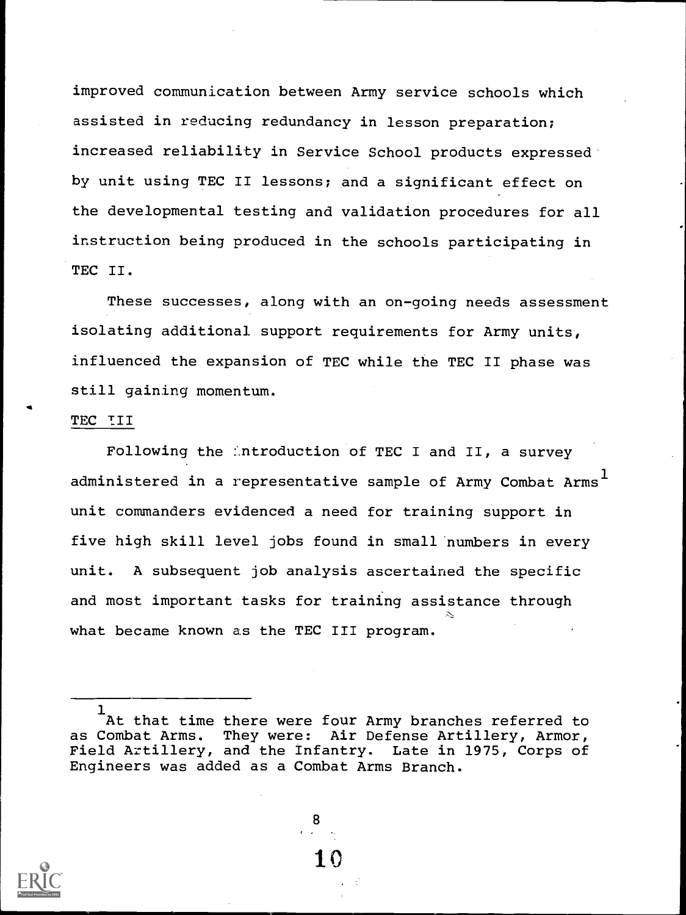improved communication between Army service schools which assisted in reducing redundancy in lesson preparation; increased reliability in Service School products expressed by unit using TEC II lessons; and a significant effect on the developmental testing and validation procedures for all instruction being produced in the schools participating in TEC II.

These successes, along with an on-going needs assessment isolating additional support requirements for Army units, influenced the expansion of TEC while the TEC II phase was still gaining momentum.

## TEC III

Following the introduction of TEC I and II, a survey administered in a representative sample of Army Combat Arms[1] unit commanders evidenced a need for training support in five high skill level jobs found in small numbers in every unit. A subsequent job analysis ascertained the specific and most important tasks for training assistance through what became known as the TEC III program.

---

[1] At that time there were four Army branches referred to as Combat Arms. They were: Air Defense Artillery, Armor, Field Artillery, and the Infantry. Late in 1975, Corps of Engineers was added as a Combat Arms Branch.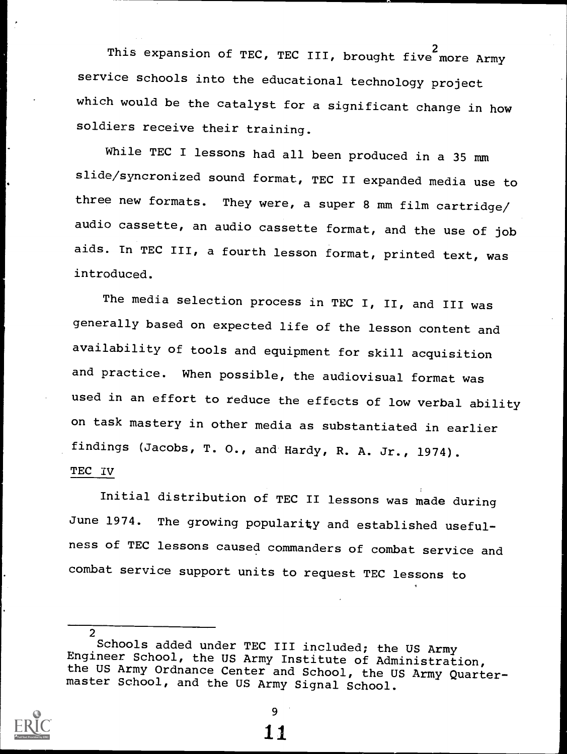This expansion of TEC, TEC III, brought five[2] more Army service schools into the educational technology project which would be the catalyst for a significant change in how soldiers receive their training.

While TEC I lessons had all been produced in a 35 mm slide/syncronized sound format, TEC II expanded media use to three new formats. They were, a super 8 mm film cartridge/ audio cassette, an audio cassette format, and the use of job aids. In TEC III, a fourth lesson format, printed text, was introduced.

The media selection process in TEC I, II, and III was generally based on expected life of the lesson content and availability of tools and equipment for skill acquisition and practice. When possible, the audiovisual format was used in an effort to reduce the effects of low verbal ability on task mastery in other media as substantiated in earlier findings (Jacobs, T. O., and Hardy, R. A. Jr., 1974).

<u>TEC IV</u>

Initial distribution of TEC II lessons was made during June 1974. The growing popularity and established usefulness of TEC lessons caused commanders of combat service and combat service support units to request TEC lessons to

---

[2] Schools added under TEC III included; the US Army Engineer School, the US Army Institute of Administration, the US Army Ordnance Center and School, the US Army Quartermaster School, and the US Army Signal School.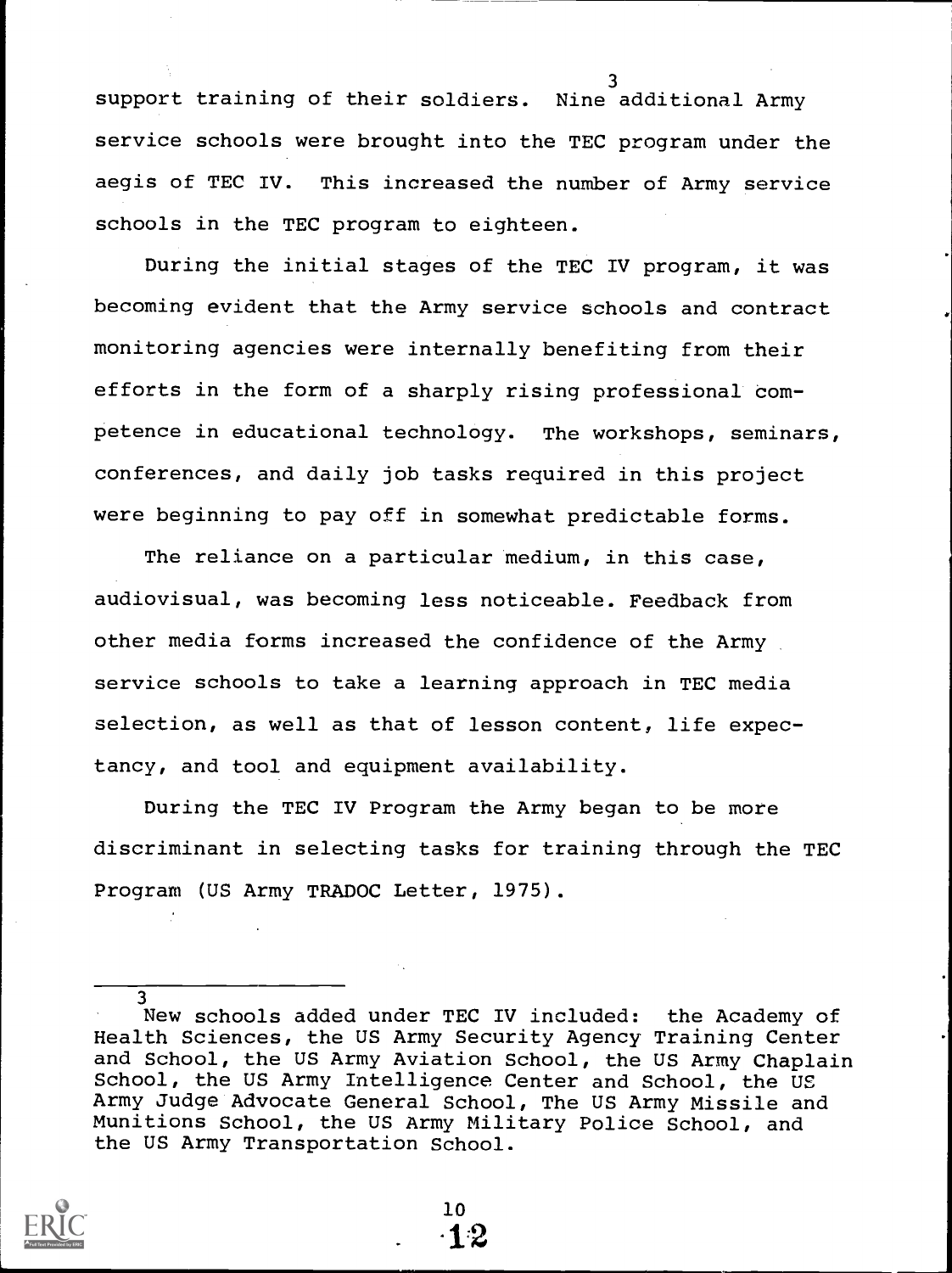support training of their soldiers. Nine additional Army[3] service schools were brought into the TEC program under the aegis of TEC IV. This increased the number of Army service schools in the TEC program to eighteen.

During the initial stages of the TEC IV program, it was becoming evident that the Army service schools and contract monitoring agencies were internally benefiting from their efforts in the form of a sharply rising professional competence in educational technology. The workshops, seminars, conferences, and daily job tasks required in this project were beginning to pay off in somewhat predictable forms.

The reliance on a particular medium, in this case, audiovisual, was becoming less noticeable. Feedback from other media forms increased the confidence of the Army service schools to take a learning approach in TEC media selection, as well as that of lesson content, life expectancy, and tool and equipment availability.

During the TEC IV Program the Army began to be more discriminant in selecting tasks for training through the TEC Program (US Army TRADOC Letter, 1975).

---

[3] New schools added under TEC IV included: the Academy of Health Sciences, the US Army Security Agency Training Center and School, the US Army Aviation School, the US Army Chaplain School, the US Army Intelligence Center and School, the US Army Judge Advocate General School, The US Army Missile and Munitions School, the US Army Military Police School, and the US Army Transportation School.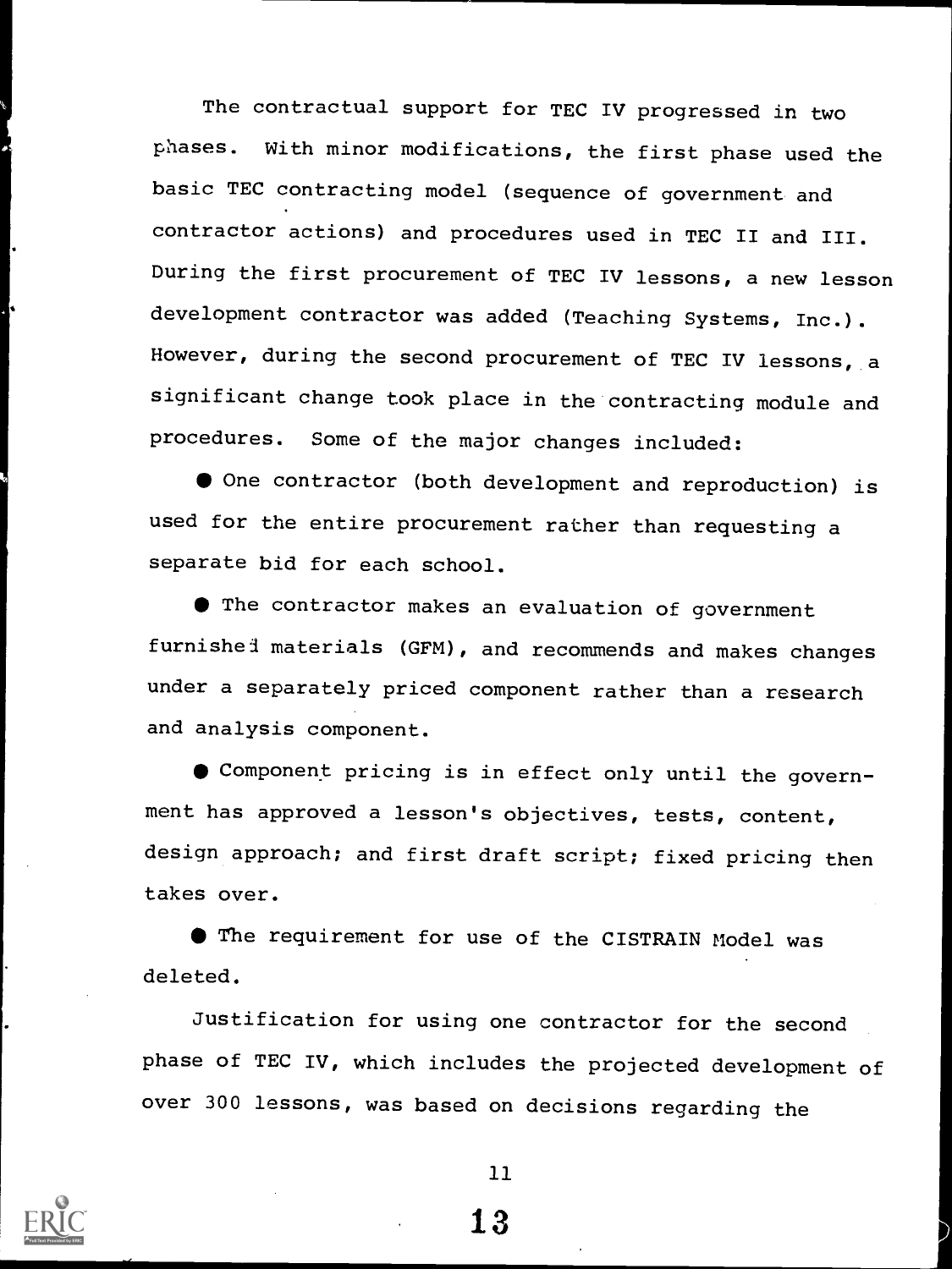The contractual support for TEC IV progressed in two phases. With minor modifications, the first phase used the basic TEC contracting model (sequence of government and contractor actions) and procedures used in TEC II and III. During the first procurement of TEC IV lessons, a new lesson development contractor was added (Teaching Systems, Inc.). However, during the second procurement of TEC IV lessons, a significant change took place in the contracting module and procedures. Some of the major changes included:

- One contractor (both development and reproduction) is used for the entire procurement rather than requesting a separate bid for each school.

- The contractor makes an evaluation of government furnished materials (GFM), and recommends and makes changes under a separately priced component rather than a research and analysis component.

- Component pricing is in effect only until the government has approved a lesson's objectives, tests, content, design approach; and first draft script; fixed pricing then takes over.

- The requirement for use of the CISTRAIN Model was deleted.

Justification for using one contractor for the second phase of TEC IV, which includes the projected development of over 300 lessons, was based on decisions regarding the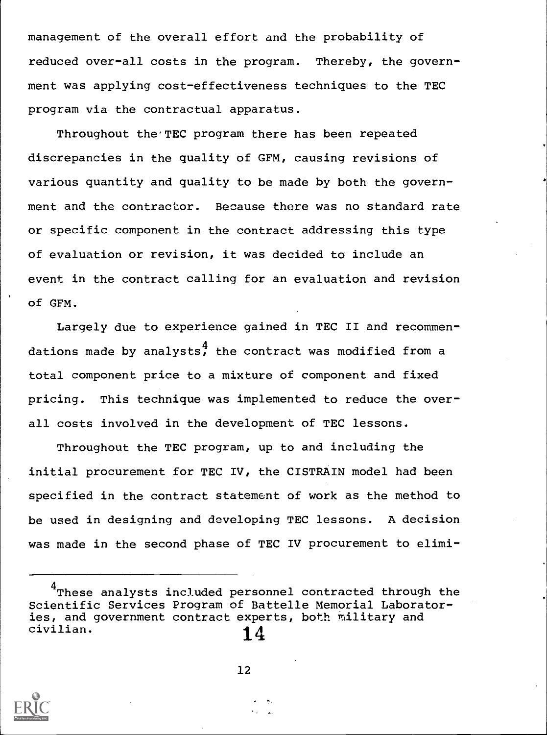management of the overall effort and the probability of reduced over-all costs in the program. Thereby, the government was applying cost-effectiveness techniques to the TEC program via the contractual apparatus.

Throughout the TEC program there has been repeated discrepancies in the quality of GFM, causing revisions of various quantity and quality to be made by both the government and the contractor. Because there was no standard rate or specific component in the contract addressing this type of evaluation or revision, it was decided to include an event in the contract calling for an evaluation and revision of GFM.

Largely due to experience gained in TEC II and recommendations made by analysts,[4] the contract was modified from a total component price to a mixture of component and fixed pricing. This technique was implemented to reduce the overall costs involved in the development of TEC lessons.

Throughout the TEC program, up to and including the initial procurement for TEC IV, the CISTRAIN model had been specified in the contract statement of work as the method to be used in designing and developing TEC lessons. A decision was made in the second phase of TEC IV procurement to elimi-

---

[4] These analysts included personnel contracted through the Scientific Services Program of Battelle Memorial Laboratories, and government contract experts, both military and civilian.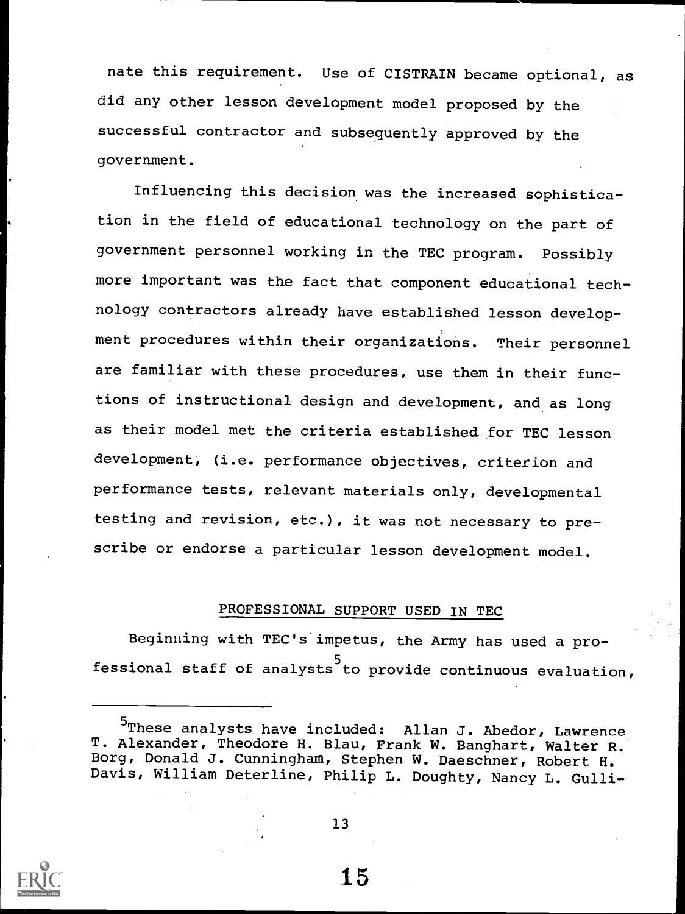nate this requirement. Use of CISTRAIN became optional, as did any other lesson development model proposed by the successful contractor and subsequently approved by the government.

Influencing this decision was the increased sophistication in the field of educational technology on the part of government personnel working in the TEC program. Possibly more important was the fact that component educational technology contractors already have established lesson development procedures within their organizations. Their personnel are familiar with these procedures, use them in their functions of instructional design and development, and as long as their model met the criteria established for TEC lesson development, (i.e. performance objectives, criterion and performance tests, relevant materials only, developmental testing and revision, etc.), it was not necessary to prescribe or endorse a particular lesson development model.

## PROFESSIONAL SUPPORT USED IN TEC

Beginning with TEC's impetus, the Army has used a professional staff of analysts[5] to provide continuous evaluation,

---

[5]These analysts have included: Allan J. Abedor, Lawrence T. Alexander, Theodore H. Blau, Frank W. Banghart, Walter R. Borg, Donald J. Cunningham, Stephen W. Daeschner, Robert H. Davis, William Deterline, Philip L. Doughty, Nancy L. Gulli-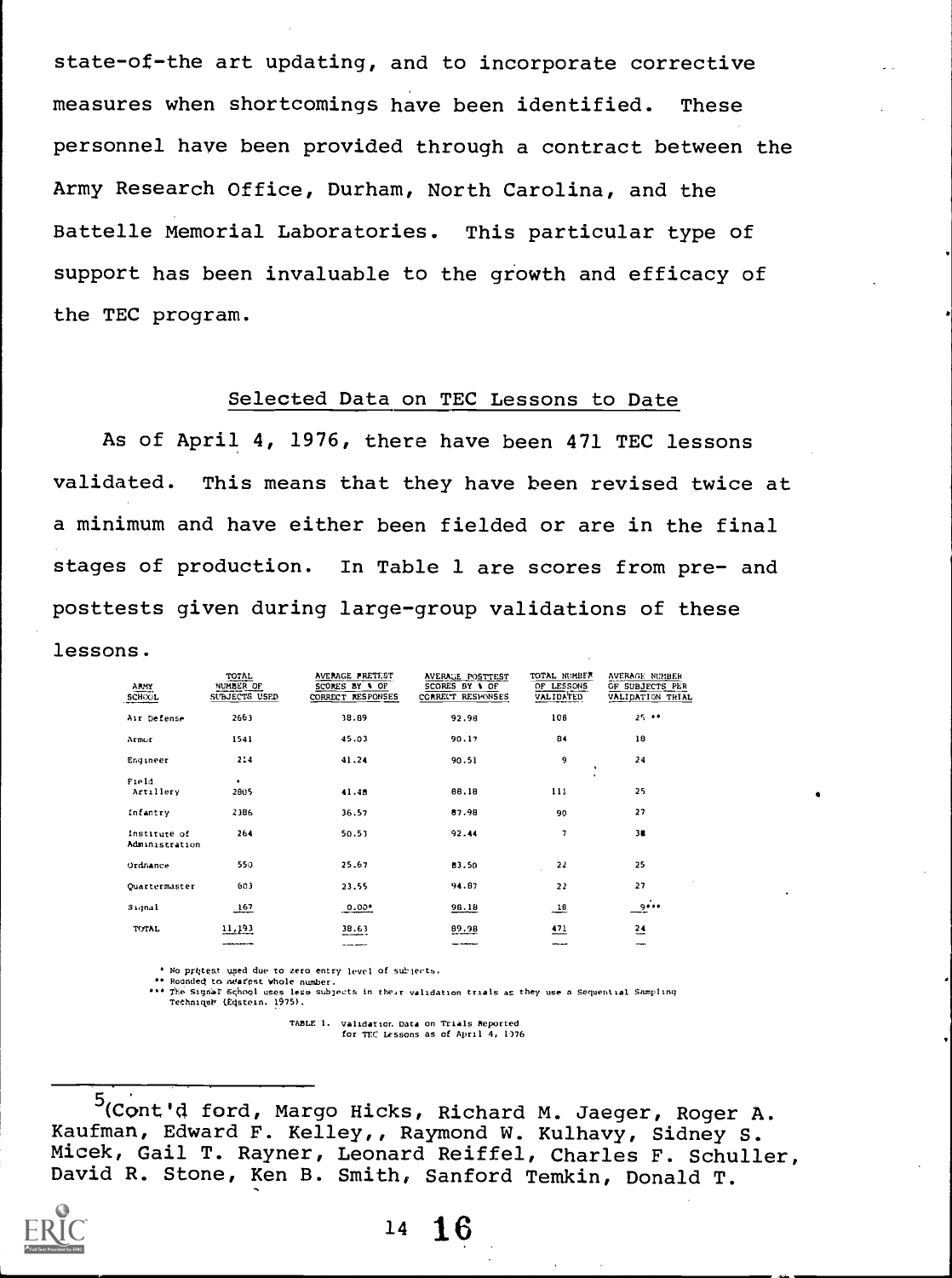state-of-the art updating, and to incorporate corrective measures when shortcomings have been identified. These personnel have been provided through a contract between the Army Research Office, Durham, North Carolina, and the Battelle Memorial Laboratories. This particular type of support has been invaluable to the growth and efficacy of the TEC program.

## Selected Data on TEC Lessons to Date

As of April 4, 1976, there have been 471 TEC lessons validated. This means that they have been revised twice at a minimum and have either been fielded or are in the final stages of production. In Table 1 are scores from pre- and posttests given during large-group validations of these lessons.

| ARMY SCHOOL | TOTAL NUMBER OF SUBJECTS USED | AVERAGE PRETEST SCORES BY % OF CORRECT RESPONSES | AVERAGE POSTTEST SCORES BY % OF CORRECT RESPONSES | TOTAL NUMBER OF LESSONS VALIDATED | AVERAGE NUMBER OF SUBJECTS PER VALIDATION TRIAL |
|---|---|---|---|---|---|
| Air Defense | 2663 | 38.89 | 92.98 | 108 | 25 ** |
| Armor | 1541 | 45.03 | 90.17 | 84 | 18 |
| Engineer | 214 | 41.24 | 90.51 | 9 | 24 |
| Field Artillery | 2805 | 41.48 | 88.18 | 111 | 25 |
| Infantry | 2386 | 36.57 | 87.98 | 90 | 27 |
| Institute of Administration | 264 | 50.53 | 92.44 | 7 | 38 |
| Ordnance | 550 | 25.67 | 83.50 | 22 | 25 |
| Quartermaster | 603 | 23.55 | 94.87 | 22 | 27 |
| Signal | 167 | 0.00* | 98.18 | 18 | 9*** |
| TOTAL | 11,193 | 38.63 | 89.98 | 471 | 24 |

\* No pretest used due to zero entry level of subjects.
\** Rounded to nearest whole number.
\*** The Signal School uses less subjects in their validation trials as they use a Sequential Sampling Technique (Epstein, 1975).

TABLE 1. Validation Data on Trials Reported for TEC Lessons as of April 4, 1976

---

[5] (Cont'd ford, Margo Hicks, Richard M. Jaeger, Roger A. Kaufman, Edward F. Kelley,, Raymond W. Kulhavy, Sidney S. Micek, Gail T. Rayner, Leonard Reiffel, Charles F. Schuller, David R. Stone, Ken B. Smith, Sanford Temkin, Donald T.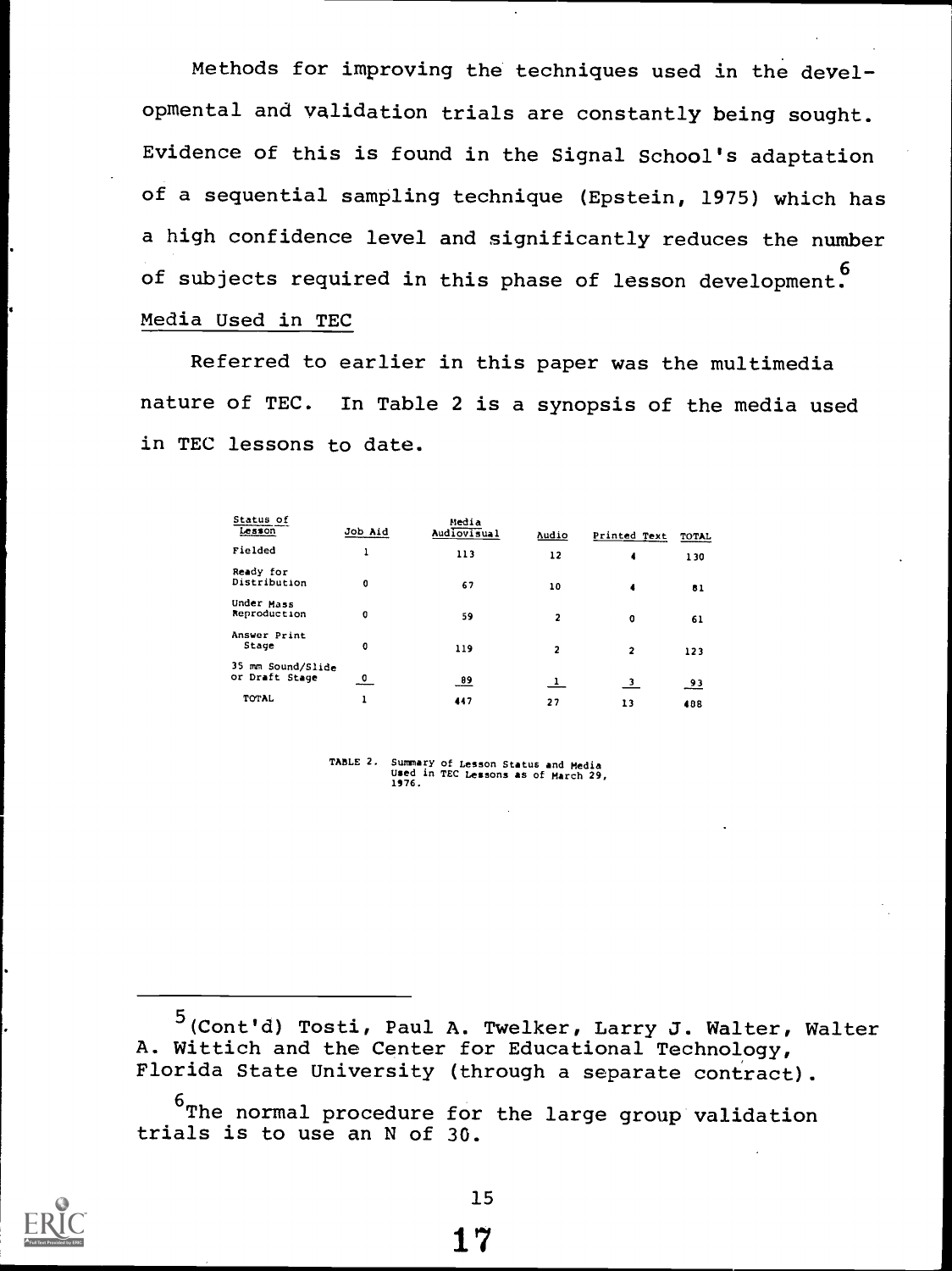Methods for improving the techniques used in the developmental and validation trials are constantly being sought. Evidence of this is found in the Signal School's adaptation of a sequential sampling technique (Epstein, 1975) which has a high confidence level and significantly reduces the number of subjects required in this phase of lesson development.[6]

Media Used in TEC

Referred to earlier in this paper was the multimedia nature of TEC. In Table 2 is a synopsis of the media used in TEC lessons to date.

| Status of Lesson | Job Aid | Media Audiovisual | Audio | Printed Text | TOTAL |
|---|---|---|---|---|---|
| Fielded | 1 | 113 | 12 | 4 | 130 |
| Ready for Distribution | 0 | 67 | 10 | 4 | 81 |
| Under Mass Reproduction | 0 | 59 | 2 | 0 | 61 |
| Answer Print Stage | 0 | 119 | 2 | 2 | 123 |
| 35 mm Sound/Slide or Draft Stage | 0 | 89 | 1 | 3 | 93 |
| TOTAL | 1 | 447 | 27 | 13 | 488 |

TABLE 2. Summary of Lesson Status and Media Used in TEC Lessons as of March 29, 1976.

---

[5](Cont'd) Tosti, Paul A. Twelker, Larry J. Walter, Walter A. Wittich and the Center for Educational Technology, Florida State University (through a separate contract).

[6]The normal procedure for the large group validation trials is to use an N of 30.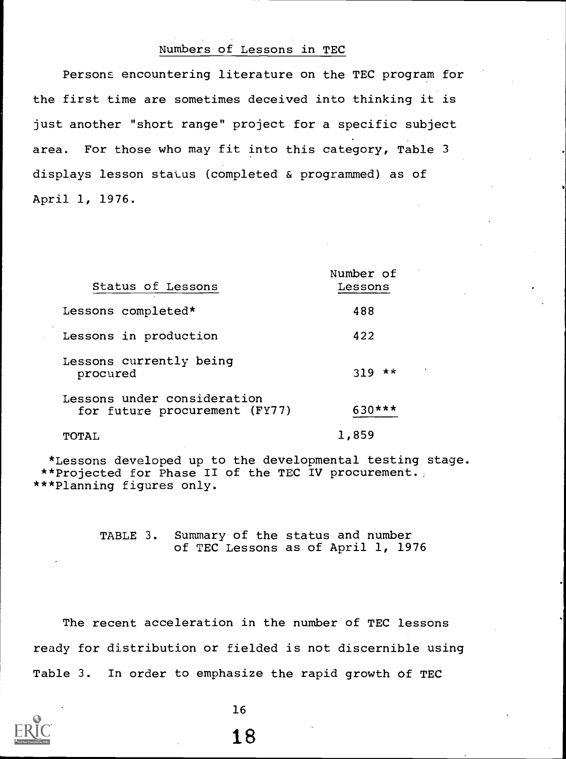## Numbers of Lessons in TEC

Persons encountering literature on the TEC program for the first time are sometimes deceived into thinking it is just another "short range" project for a specific subject area. For those who may fit into this category, Table 3 displays lesson status (completed & programmed) as of April 1, 1976.

| Status of Lessons | Number of Lessons |
|---|---|
| Lessons completed* | 488 |
| Lessons in production | 422 |
| Lessons currently being procured | 319 ** |
| Lessons under consideration for future procurement (FY77) | 630*** |
| TOTAL | 1,859 |

*Lessons developed up to the developmental testing stage.
**Projected for Phase II of the TEC IV procurement.
***Planning figures only.

TABLE 3. Summary of the status and number of TEC Lessons as of April 1, 1976

The recent acceleration in the number of TEC lessons ready for distribution or fielded is not discernible using Table 3. In order to emphasize the rapid growth of TEC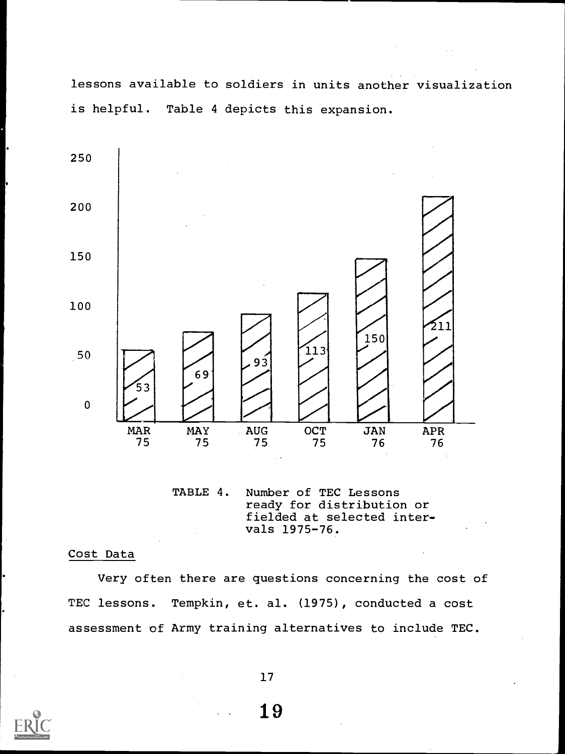lessons available to soldiers in units another visualization is helpful. Table 4 depicts this expansion.

| MAR 75 | MAY 75 | AUG 75 | OCT 75 | JAN 76 | APR 76 |
|---|---|---|---|---|---|
| 53 | 69 | 93 | 113 | 150 | 211 |

TABLE 4. Number of TEC Lessons ready for distribution or fielded at selected intervals 1975-76.

### Cost Data

Very often there are questions concerning the cost of TEC lessons. Tempkin, et. al. (1975), conducted a cost assessment of Army training alternatives to include TEC.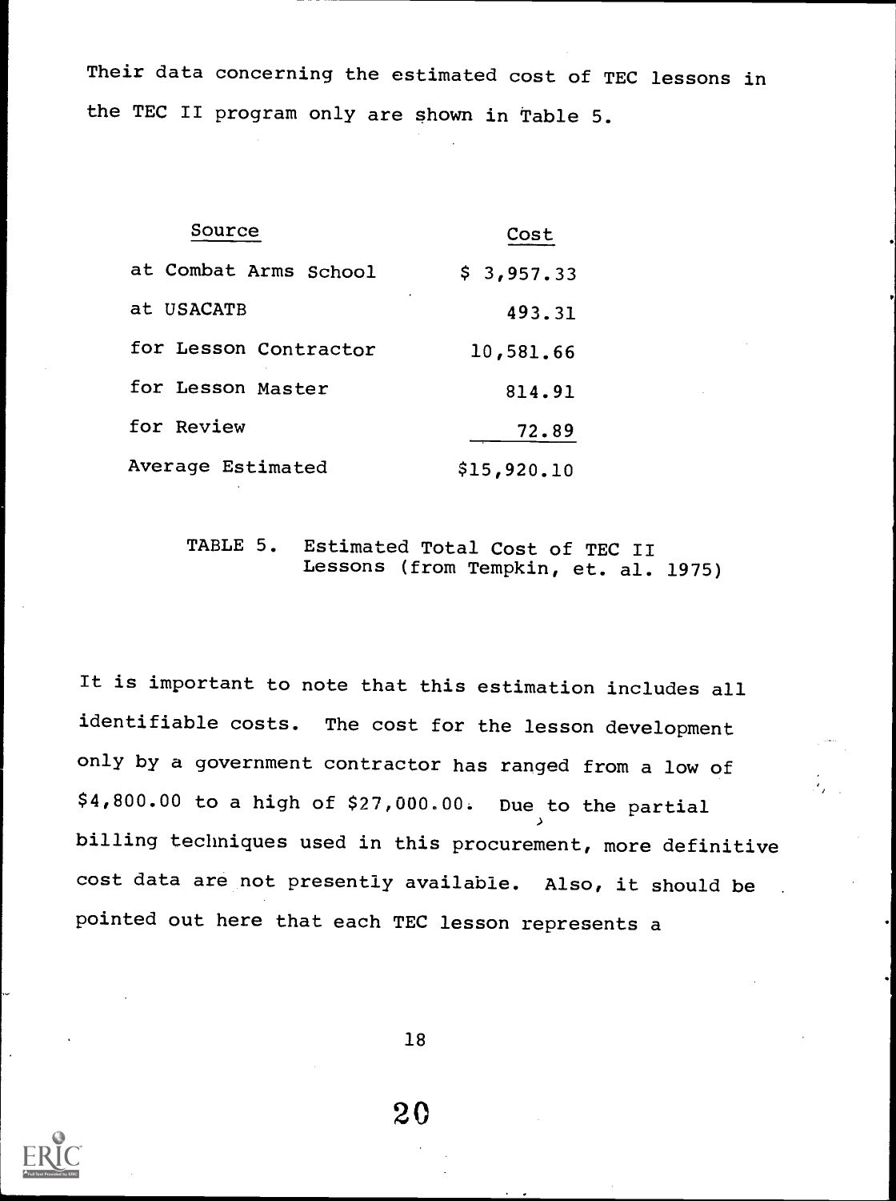Their data concerning the estimated cost of TEC lessons in the TEC II program only are shown in Table 5.

| Source | Cost |
|---|---|
| at Combat Arms School | $ 3,957.33 |
| at USACATB | 493.31 |
| for Lesson Contractor | 10,581.66 |
| for Lesson Master | 814.91 |
| for Review | 72.89 |
| Average Estimated | $15,920.10 |

TABLE 5. Estimated Total Cost of TEC II Lessons (from Tempkin, et. al. 1975)

It is important to note that this estimation includes all identifiable costs. The cost for the lesson development only by a government contractor has ranged from a low of $4,800.00 to a high of $27,000.00. Due to the partial billing techniques used in this procurement, more definitive cost data are not presently available. Also, it should be pointed out here that each TEC lesson represents a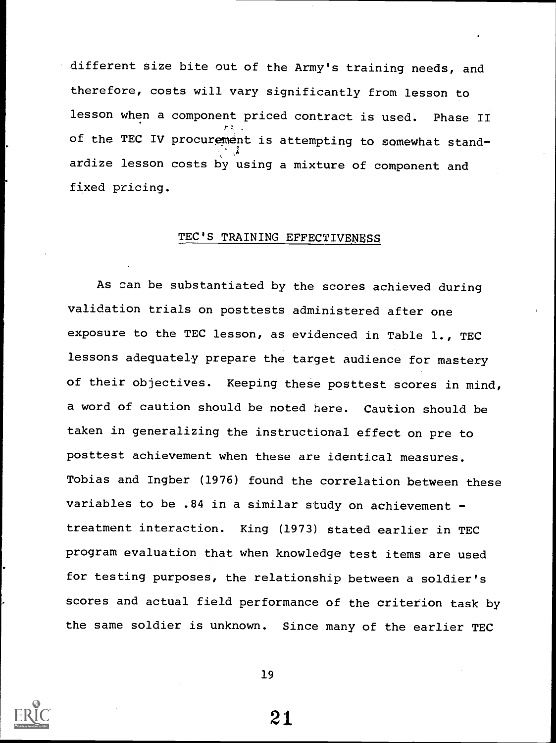different size bite out of the Army's training needs, and therefore, costs will vary significantly from lesson to lesson when a component priced contract is used. Phase II of the TEC IV procurement is attempting to somewhat standardize lesson costs by using a mixture of component and fixed pricing.

## TEC'S TRAINING EFFECTIVENESS

As can be substantiated by the scores achieved during validation trials on posttests administered after one exposure to the TEC lesson, as evidenced in Table 1., TEC lessons adequately prepare the target audience for mastery of their objectives. Keeping these posttest scores in mind, a word of caution should be noted here. Caution should be taken in generalizing the instructional effect on pre to posttest achievement when these are identical measures. Tobias and Ingber (1976) found the correlation between these variables to be .84 in a similar study on achievement - treatment interaction. King (1973) stated earlier in TEC program evaluation that when knowledge test items are used for testing purposes, the relationship between a soldier's scores and actual field performance of the criterion task by the same soldier is unknown. Since many of the earlier TEC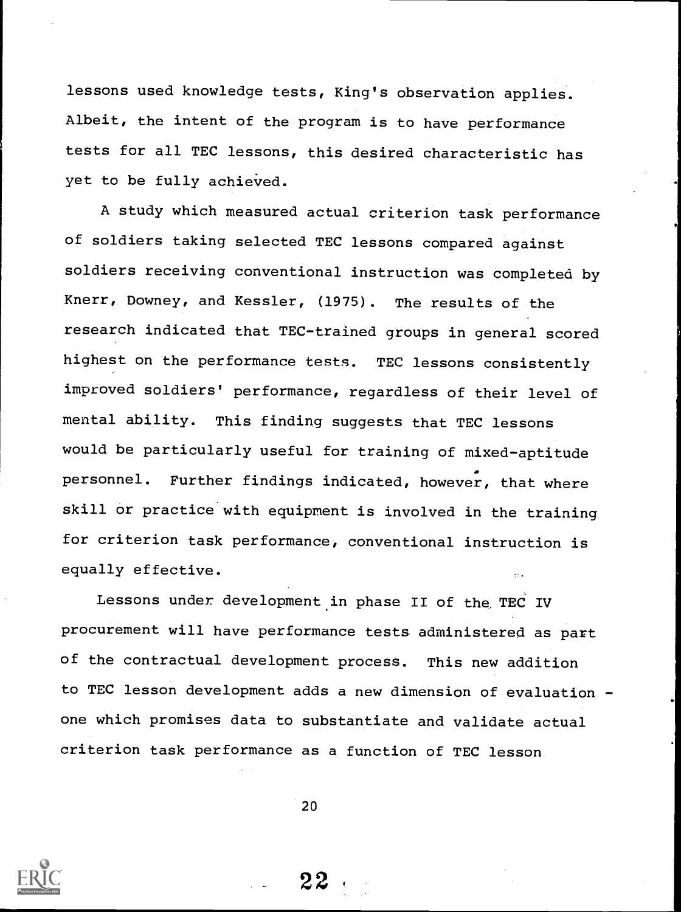lessons used knowledge tests, King's observation applies. Albeit, the intent of the program is to have performance tests for all TEC lessons, this desired characteristic has yet to be fully achieved.

A study which measured actual criterion task performance of soldiers taking selected TEC lessons compared against soldiers receiving conventional instruction was completed by Knerr, Downey, and Kessler, (1975). The results of the research indicated that TEC-trained groups in general scored highest on the performance tests. TEC lessons consistently improved soldiers' performance, regardless of their level of mental ability. This finding suggests that TEC lessons would be particularly useful for training of mixed-aptitude personnel. Further findings indicated, however, that where skill or practice with equipment is involved in the training for criterion task performance, conventional instruction is equally effective.

Lessons under development in phase II of the TEC IV procurement will have performance tests administered as part of the contractual development process. This new addition to TEC lesson development adds a new dimension of evaluation - one which promises data to substantiate and validate actual criterion task performance as a function of TEC lesson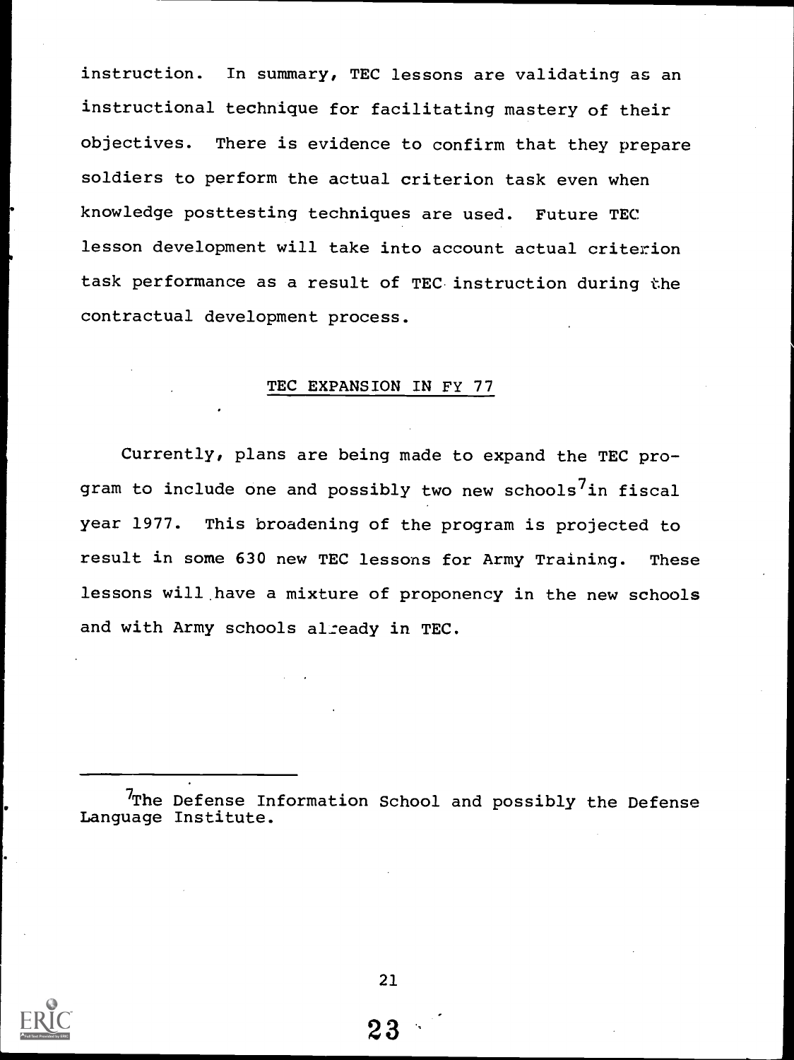instruction. In summary, TEC lessons are validating as an instructional technique for facilitating mastery of their objectives. There is evidence to confirm that they prepare soldiers to perform the actual criterion task even when knowledge posttesting techniques are used. Future TEC lesson development will take into account actual criterion task performance as a result of TEC instruction during the contractual development process.

## TEC EXPANSION IN FY 77

Currently, plans are being made to expand the TEC program to include one and possibly two new schools[7] in fiscal year 1977. This broadening of the program is projected to result in some 630 new TEC lessons for Army Training. These lessons will have a mixture of proponency in the new schools and with Army schools already in TEC.

---

[7]The Defense Information School and possibly the Defense Language Institute.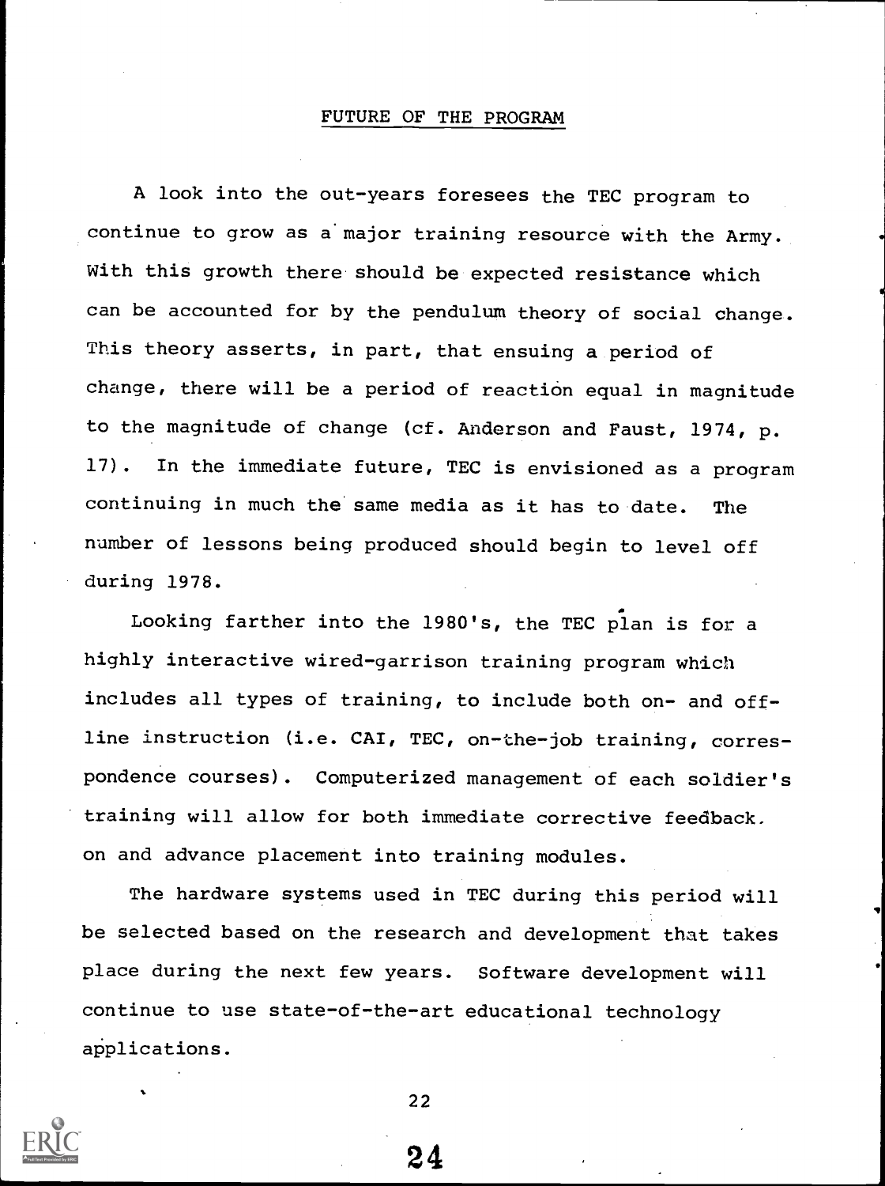## FUTURE OF THE PROGRAM

A look into the out-years foresees the TEC program to continue to grow as a major training resource with the Army. With this growth there should be expected resistance which can be accounted for by the pendulum theory of social change. This theory asserts, in part, that ensuing a period of change, there will be a period of reaction equal in magnitude to the magnitude of change (cf. Anderson and Faust, 1974, p. 17). In the immediate future, TEC is envisioned as a program continuing in much the same media as it has to date. The number of lessons being produced should begin to level off during 1978.

Looking farther into the 1980's, the TEC plan is for a highly interactive wired-garrison training program which includes all types of training, to include both on- and off-line instruction (i.e. CAI, TEC, on-the-job training, correspondence courses). Computerized management of each soldier's training will allow for both immediate corrective feedback on and advance placement into training modules.

The hardware systems used in TEC during this period will be selected based on the research and development that takes place during the next few years. Software development will continue to use state-of-the-art educational technology applications.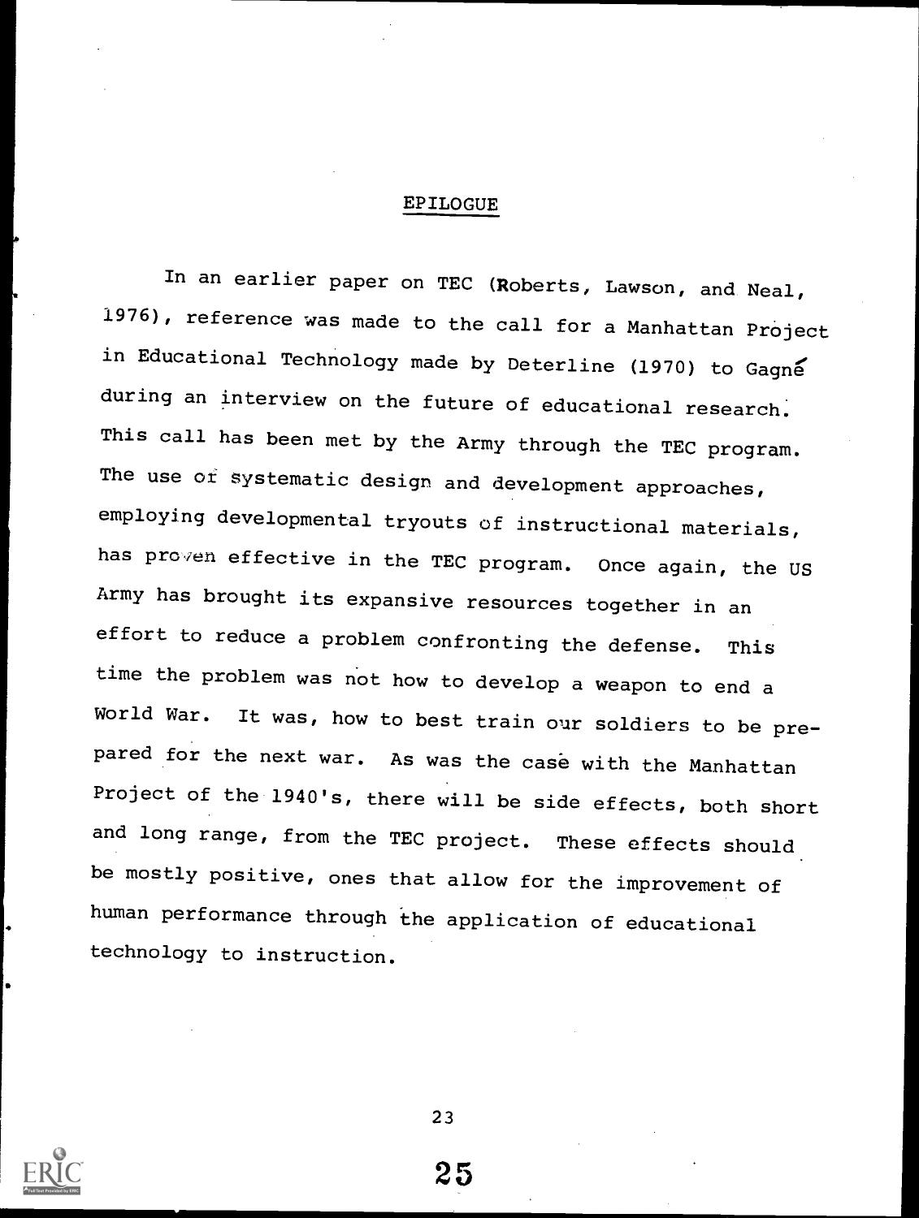## EPILOGUE

In an earlier paper on TEC (Roberts, Lawson, and Neal, 1976), reference was made to the call for a Manhattan Project in Educational Technology made by Deterline (1970) to Gagné during an interview on the future of educational research. This call has been met by the Army through the TEC program. The use of systematic design and development approaches, employing developmental tryouts of instructional materials, has proven effective in the TEC program. Once again, the US Army has brought its expansive resources together in an effort to reduce a problem confronting the defense. This time the problem was not how to develop a weapon to end a World War. It was, how to best train our soldiers to be prepared for the next war. As was the case with the Manhattan Project of the 1940's, there will be side effects, both short and long range, from the TEC project. These effects should be mostly positive, ones that allow for the improvement of human performance through the application of educational technology to instruction.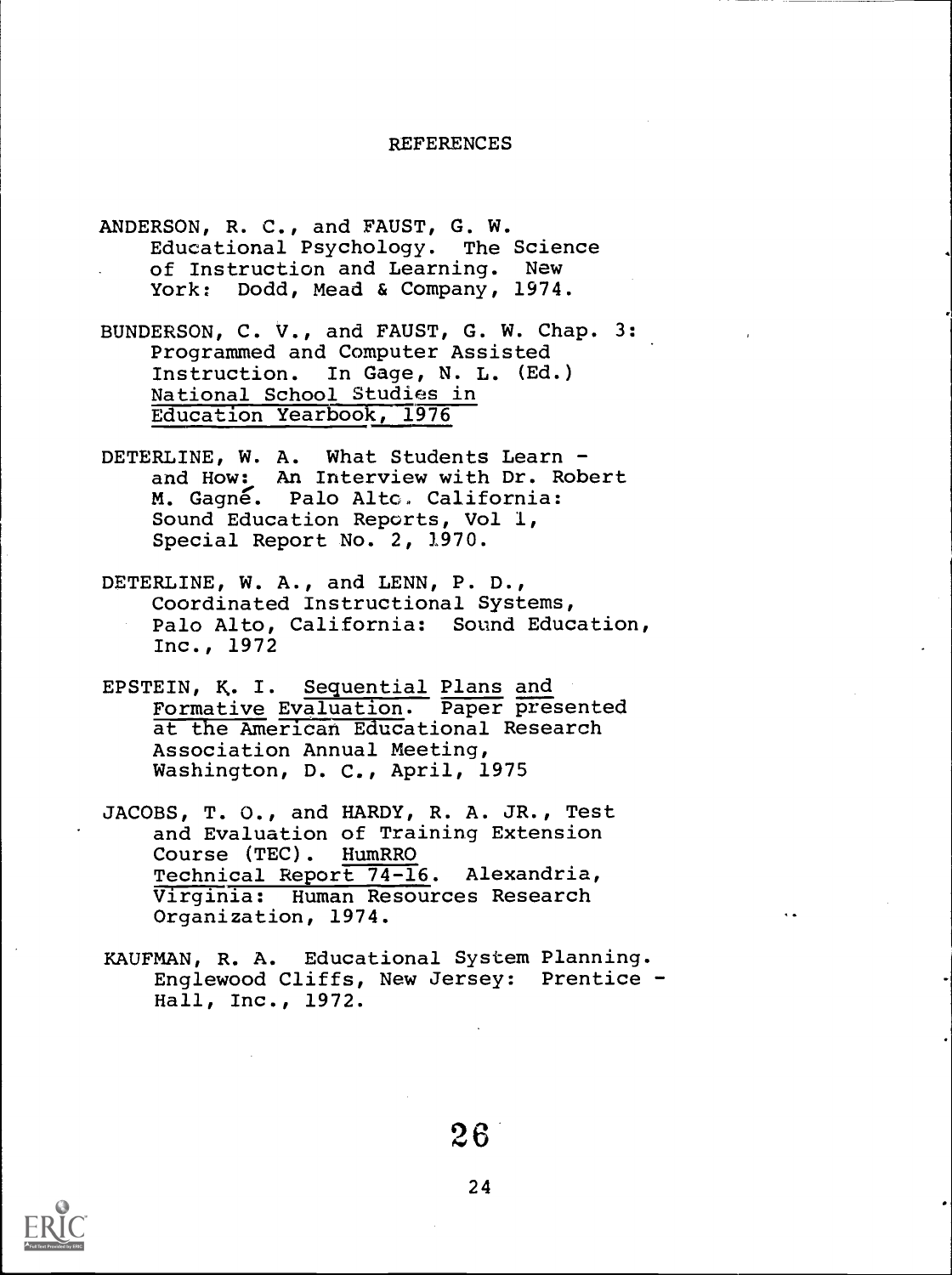# REFERENCES

ANDERSON, R. C., and FAUST, G. W. Educational Psychology. The Science of Instruction and Learning. New York: Dodd, Mead & Company, 1974.

BUNDERSON, C. V., and FAUST, G. W. Chap. 3: Programmed and Computer Assisted Instruction. In Gage, N. L. (Ed.) National School Studies in Education Yearbook, 1976

DETERLINE, W. A. What Students Learn - and How: An Interview with Dr. Robert M. Gagné. Palo Alto, California: Sound Education Reports, Vol 1, Special Report No. 2, 1970.

DETERLINE, W. A., and LENN, P. D., Coordinated Instructional Systems, Palo Alto, California: Sound Education, Inc., 1972

EPSTEIN, K. I. Sequential Plans and Formative Evaluation. Paper presented at the American Educational Research Association Annual Meeting, Washington, D. C., April, 1975

JACOBS, T. O., and HARDY, R. A. JR., Test and Evaluation of Training Extension Course (TEC). HumRRO Technical Report 74-16. Alexandria, Virginia: Human Resources Research Organization, 1974.

KAUFMAN, R. A. Educational System Planning. Englewood Cliffs, New Jersey: Prentice - Hall, Inc., 1972.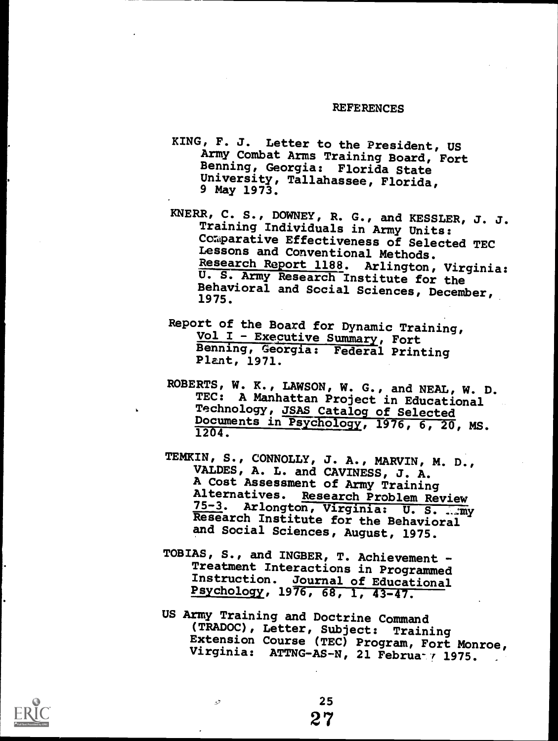# REFERENCES

KING, F. J. Letter to the President, US Army Combat Arms Training Board, Fort Benning, Georgia: Florida State University, Tallahassee, Florida, 9 May 1973.

KNERR, C. S., DOWNEY, R. G., and KESSLER, J. J. Training Individuals in Army Units: Comparative Effectiveness of Selected TEC Lessons and Conventional Methods. Research Report 1188. Arlington, Virginia: U. S. Army Research Institute for the Behavioral and Social Sciences, December, 1975.

Report of the Board for Dynamic Training, Vol I - Executive Summary, Fort Benning, Georgia: Federal Printing Plant, 1971.

ROBERTS, W. K., LAWSON, W. G., and NEAL, W. D. TEC: A Manhattan Project in Educational Technology, JSAS Catalog of Selected Documents in Psychology, 1976, 6, 20, MS. 1204.

TEMKIN, S., CONNOLLY, J. A., MARVIN, M. D., VALDES, A. L. and CAVINESS, J. A. A Cost Assessment of Army Training Alternatives. Research Problem Review 75-3. Arlongton, Virginia: U. S. Army Research Institute for the Behavioral and Social Sciences, August, 1975.

TOBIAS, S., and INGBER, T. Achievement - Treatment Interactions in Programmed Instruction. Journal of Educational Psychology, 1976, 68, 1, 43-47.

US Army Training and Doctrine Command (TRADOC), Letter, Subject: Training Extension Course (TEC) Program, Fort Monroe, Virginia: ATTNG-AS-N, 21 February 1975.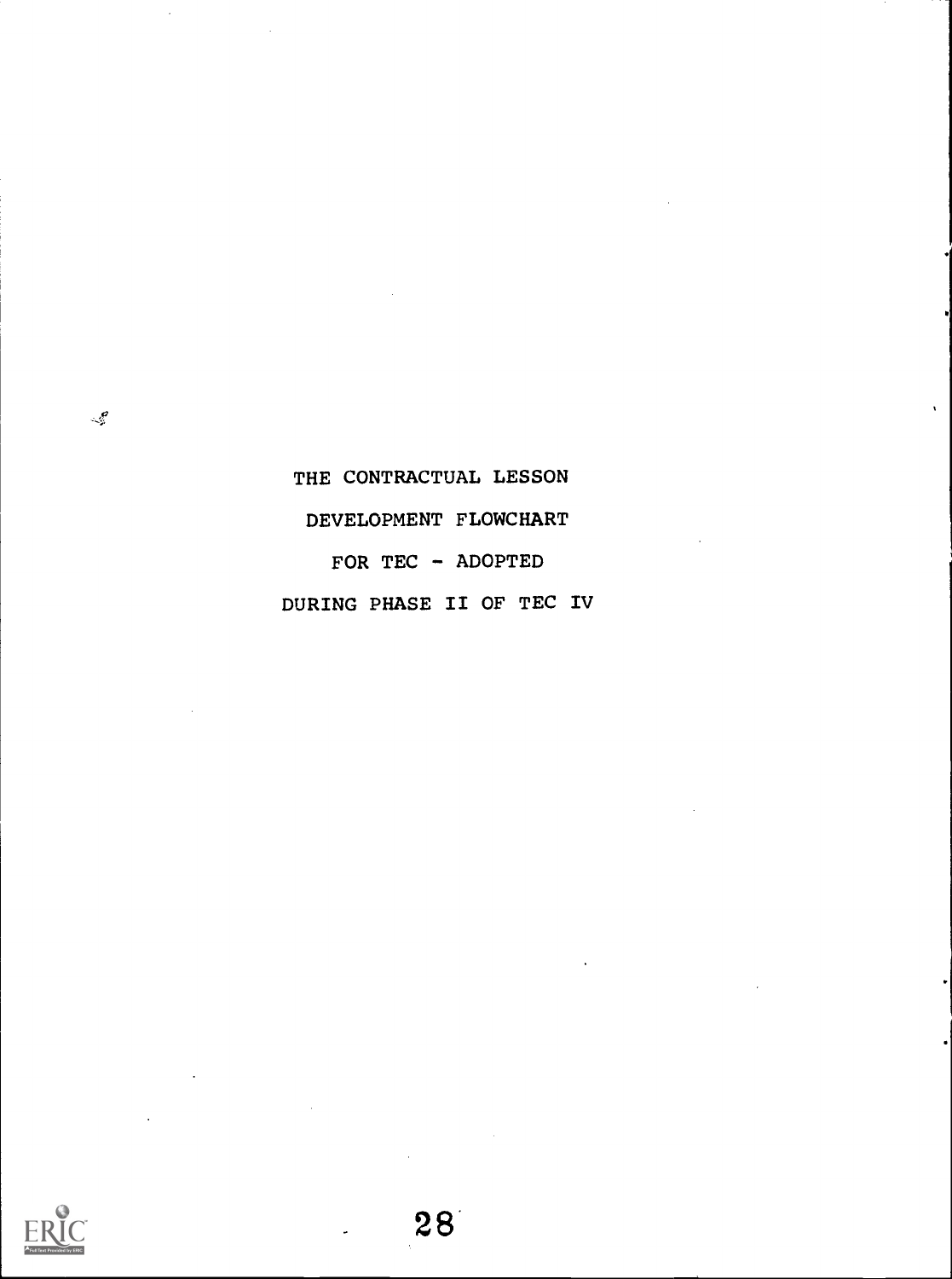THE CONTRACTUAL LESSON

DEVELOPMENT FLOWCHART

FOR TEC - ADOPTED

DURING PHASE II OF TEC IV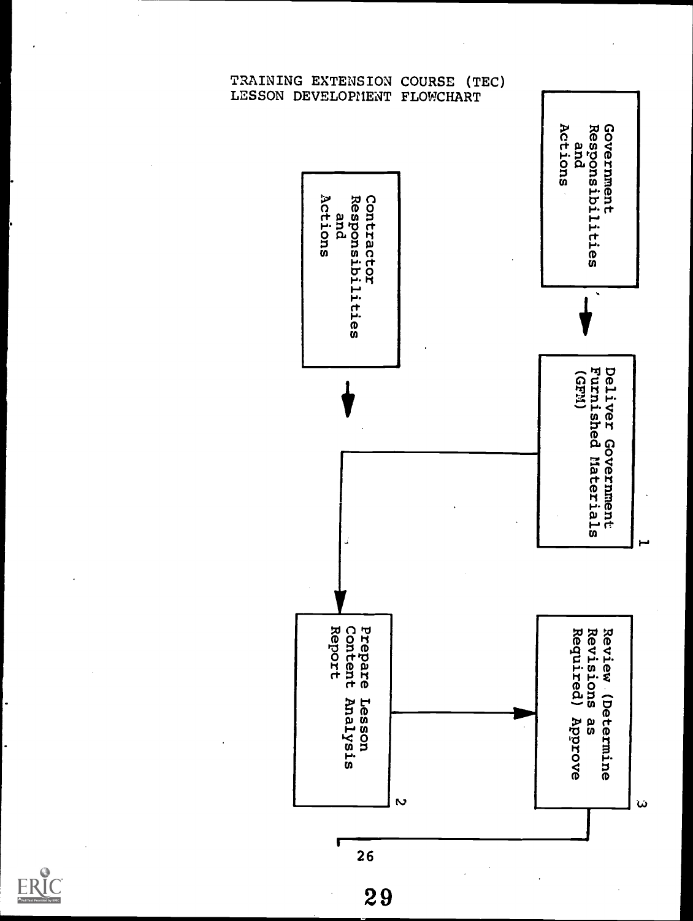# TRAINING EXTENSION COURSE (TEC) LESSON DEVELOPMENT FLOWCHART

**Government Responsibilities and Actions**

1. Deliver Government Furnished Materials (GFM)

3. Review (Determine Revisions as Required) Approve

**Contractor Responsibilities and Actions**

2. Prepare Lesson Content Analysis Report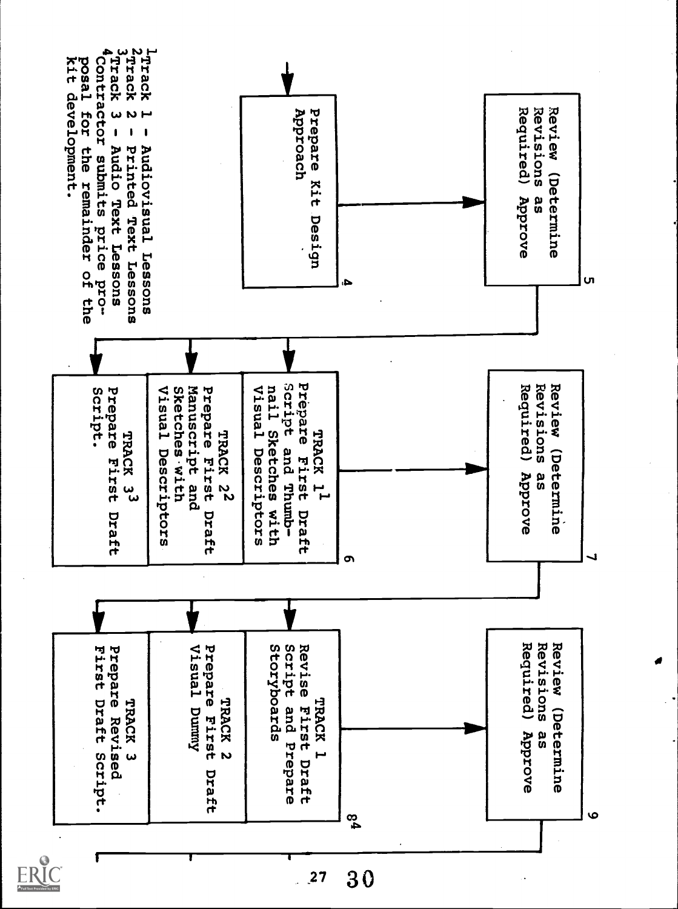**4** Prepare Kit Design Approach

**5** Review (Determine Revisions as Required) Approve

**6**

- TRACK 1[1] Prepare First Draft Script and Thumbnail Sketches with Visual Descriptors
- TRACK 2[2] Prepare First Draft Manuscript and Sketches with Visual Descriptors
- TRACK 3[3] Prepare First Draft Script.

**7** Review (Determine Revisions as Required) Approve

**8**[4]

- TRACK 1 Revise First Draft Script and Prepare Storyboards
- TRACK 2 Prepare First Draft Visual Dummy
- TRACK 3 Prepare Revised First Draft Script.

**9** Review (Determine Revisions as Required) Approve

[1] Track 1 - Audiovisual Lessons
[2] Track 2 - Printed Text Lessons
[3] Track 3 - Audio Text Lessons
[4] Contractor submits price proposal for the remainder of the kit development.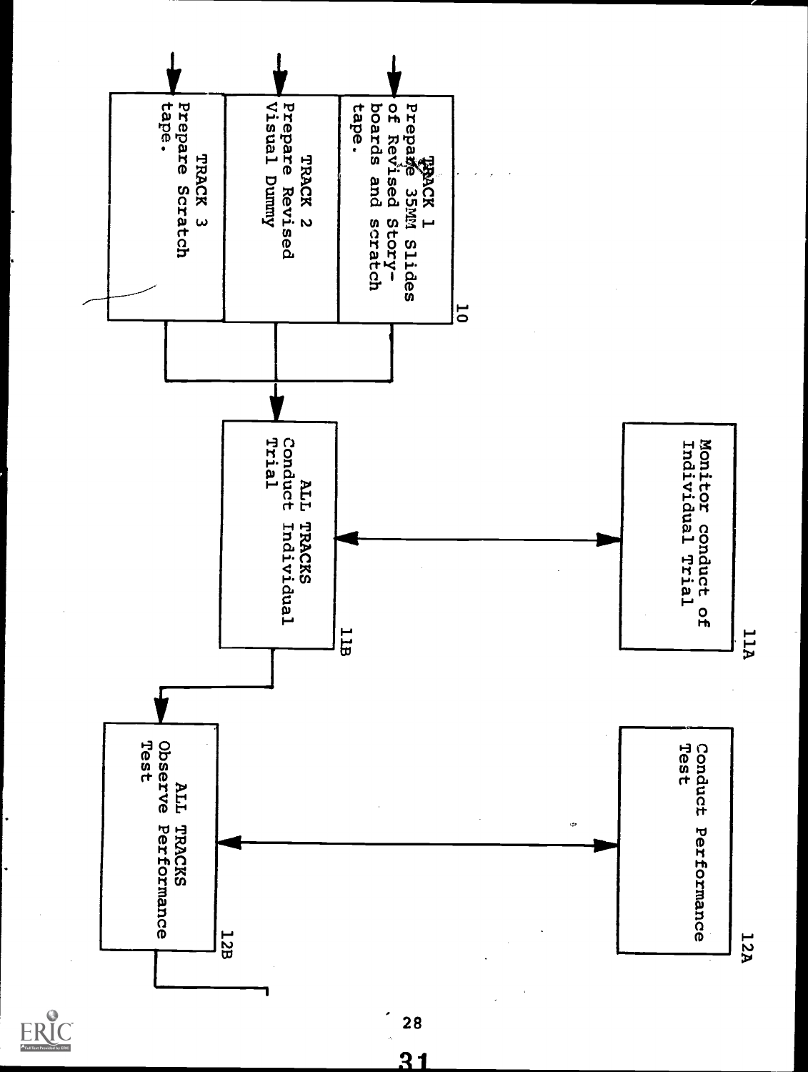**10**

TRACK 1
Prepare 35MM Slides of Revised Storyboards and scratch tape.

TRACK 2
Prepare Revised Visual Dummy

TRACK 3
Prepare Scratch tape.

**11A**

Monitor conduct of Individual Trial

**11B**

ALL TRACKS
Conduct Individual Trial

**12A**

Conduct Performance Test

**12B**

ALL TRACKS
Observe Performance Test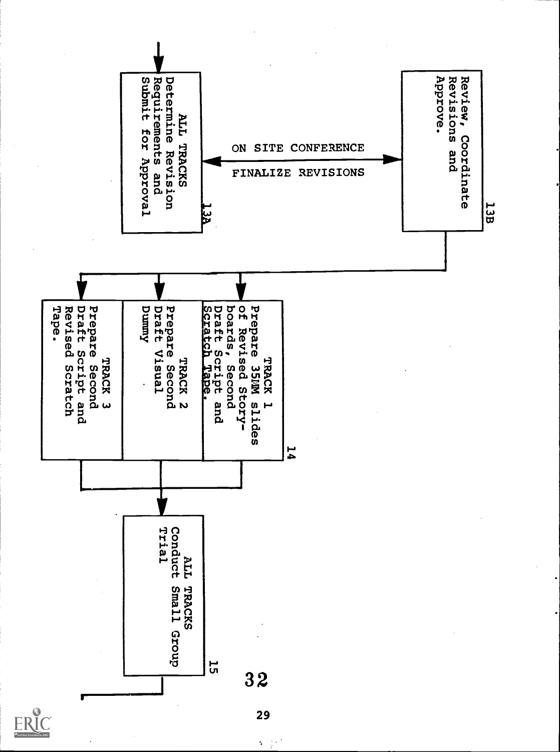**13A** — ALL TRACKS
Determine Revision Requirements and Submit for Approval

ON SITE CONFERENCE ↔ FINALIZE REVISIONS

**13B** — Review, Coordinate Revisions and Approve.

**14**

- TRACK 1 — Prepare 35MM slides of Revised Story-boards, Second Draft Script and Scratch Tape.
- TRACK 2 — Prepare Second Draft Visual Dummy
- TRACK 3 — Prepare Second Draft Script and Revised Scratch Tape.

**15** — ALL TRACKS
Conduct Small Group Trial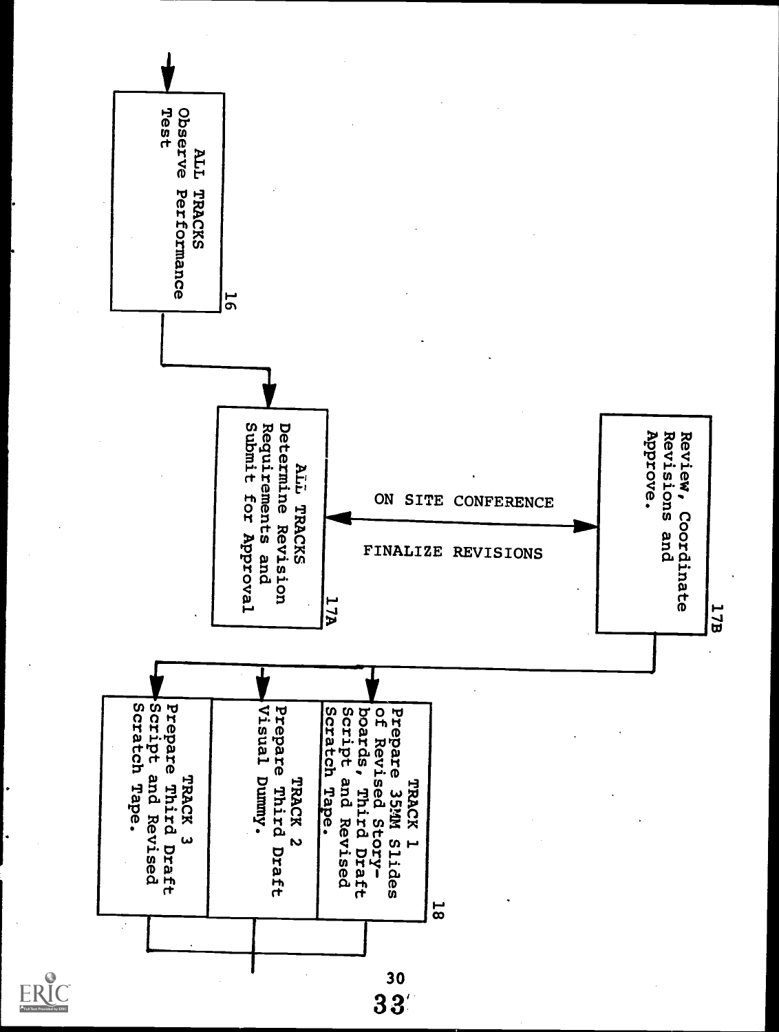**16**
ALL TRACKS
Observe Performance Test

**17A**
ALL TRACKS
Determine Revision Requirements and Submit for Approval

ON SITE CONFERENCE

FINALIZE REVISIONS

**17B**
Review, Coordinate Revisions and Approve.

**18**

TRACK 1
Prepare 35MM Slides of Revised Storyboards, Third Draft Script and Revised Scratch Tape.

TRACK 2
Prepare Third Draft Visual Dummy.

TRACK 3
Prepare Third Draft Script and Revised Scratch Tape.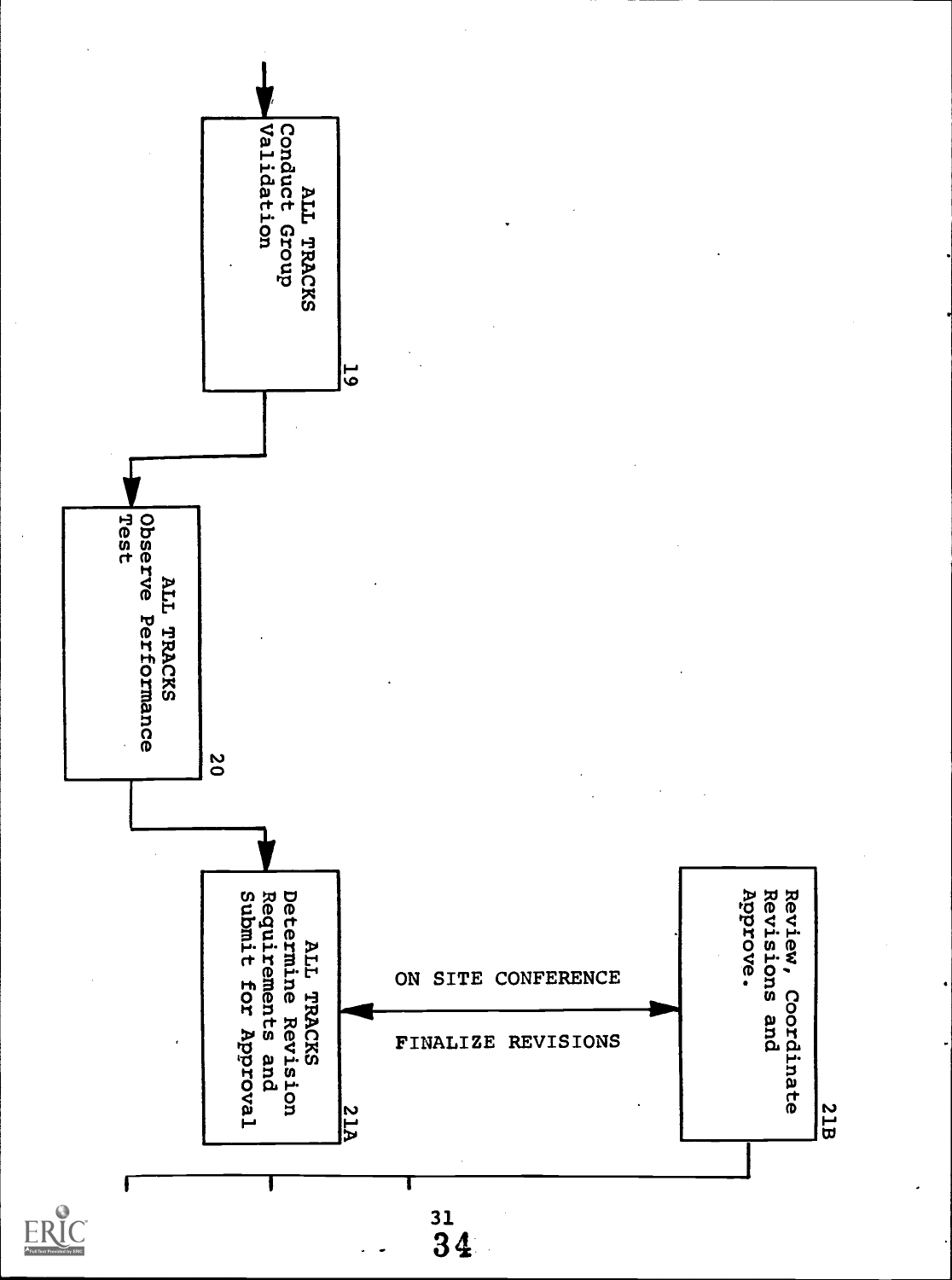**19** ALL TRACKS
Conduct Group Validation

↓

**20** ALL TRACKS
Observe Performance Test

↓

**21A** ALL TRACKS
Determine Revision Requirements and Submit for Approval

⟷ ON SITE CONFERENCE / FINALIZE REVISIONS ⟷

**21B** Review, Coordinate Revisions and Approve.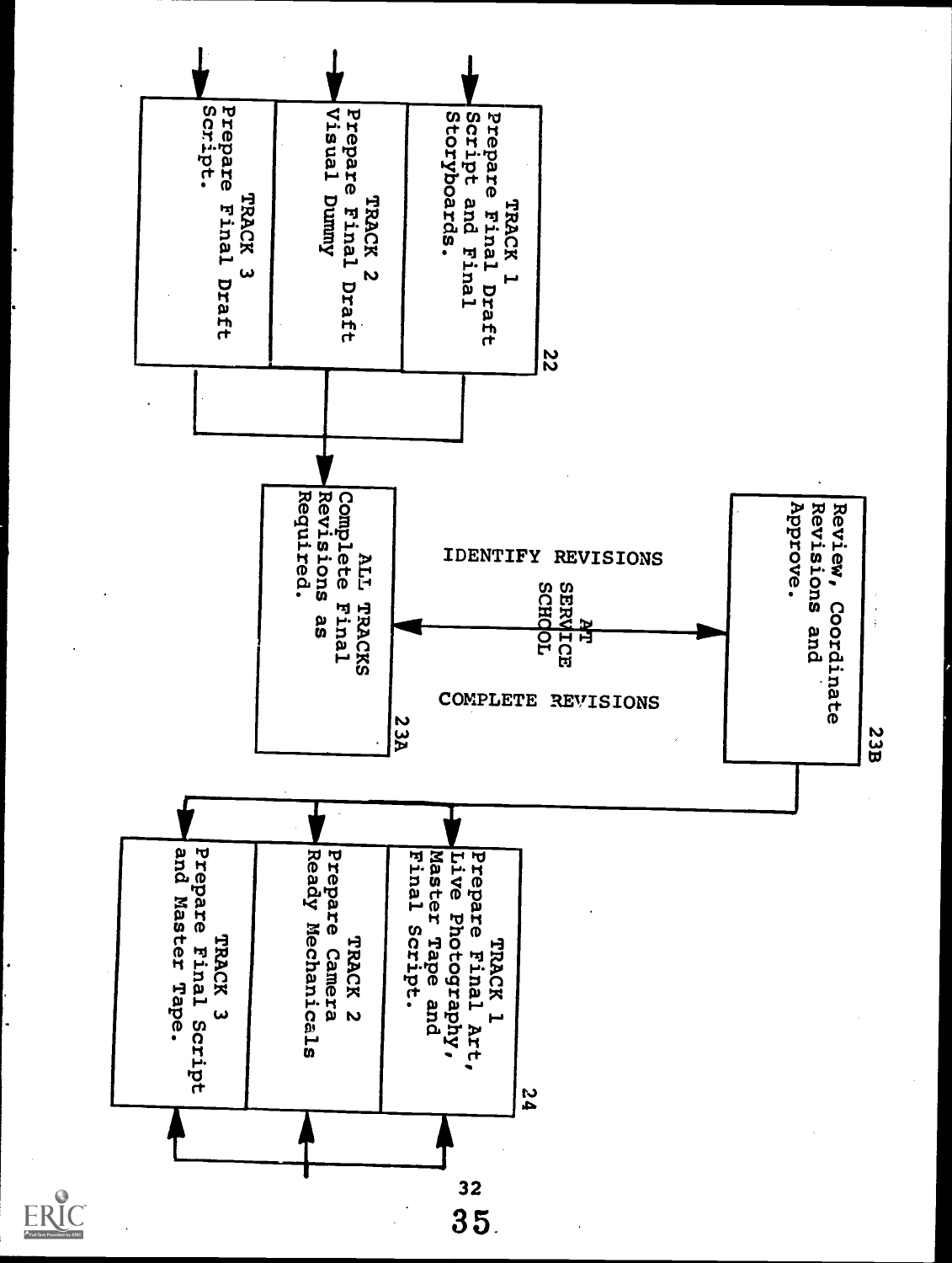**22**

**TRACK 1**
Prepare Final Draft Script and Final Storyboards.

**TRACK 2**
Prepare Final Draft Visual Dummy

**TRACK 3**
Prepare Final Draft Script.

**23A**

**ALL TRACKS**
Complete Final Revisions as Required.

IDENTIFY REVISIONS

AT SERVICE SCHOOL

COMPLETE REVISIONS

**23B**

Review, Coordinate Revisions and Approve.

**24**

**TRACK 1**
Prepare Final Art, Live Photography, Master Tape and Final Script.

**TRACK 2**
Prepare Camera Ready Mechanicals

**TRACK 3**
Prepare Final Script and Master Tape.

32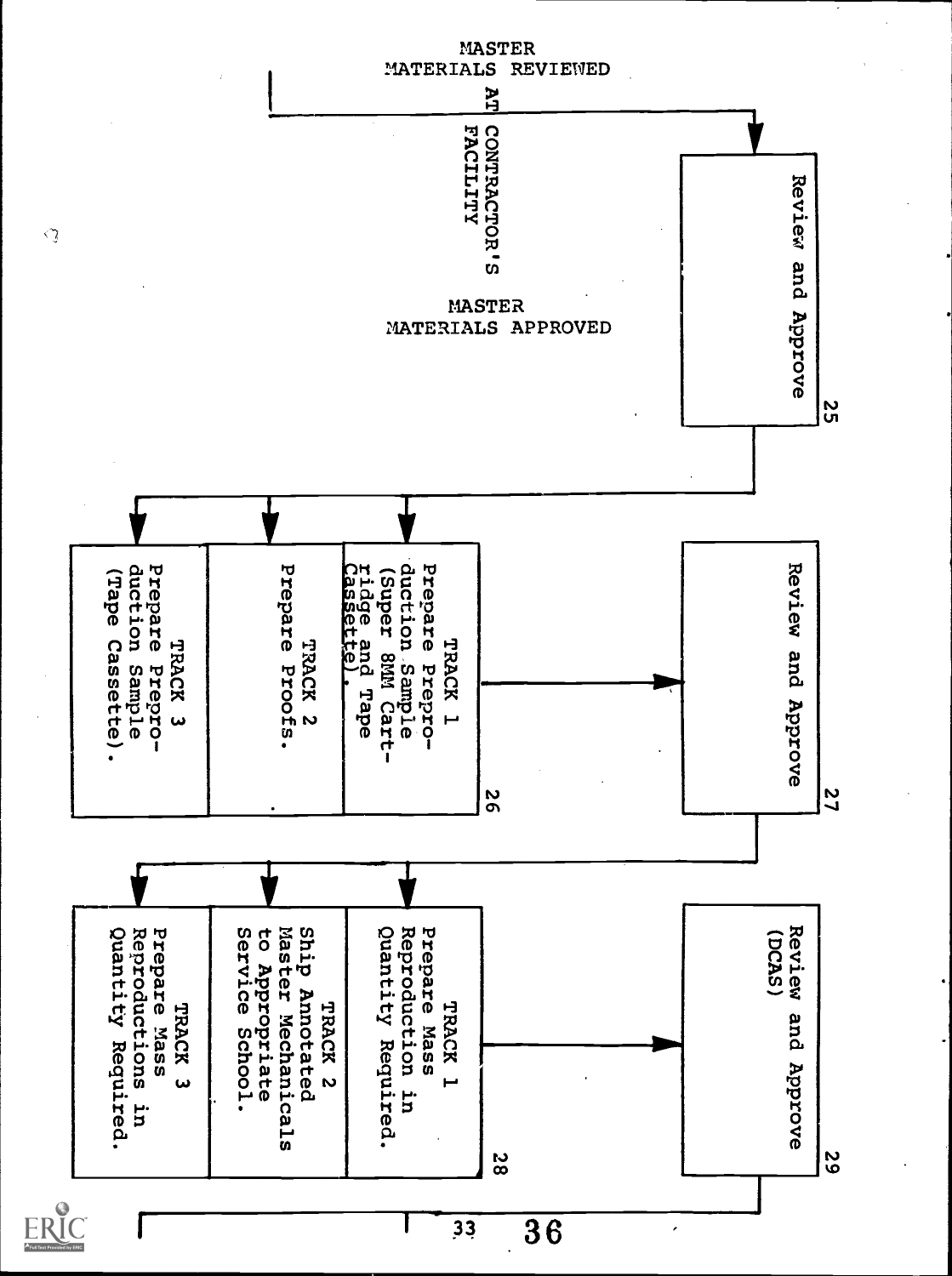MASTER MATERIALS REVIEWED AT CONTRACTOR'S FACILITY

MASTER MATERIALS APPROVED

**25** Review and Approve

**26**

- TRACK 1: Prepare Preproduction Sample (Super 8MM Cartridge and Tape Cassette).
- TRACK 2: Prepare Proofs.
- TRACK 3: Prepare Preproduction Sample (Tape Cassette).

**27** Review and Approve

**28**

- TRACK 1: Prepare Mass Reproduction in Quantity Required.
- TRACK 2: Ship Annotated Master Mechanicals to Appropriate Service School.
- TRACK 3: Prepare Mass Reproductions in Quantity Required.

**29** Review and Approve (DCAS)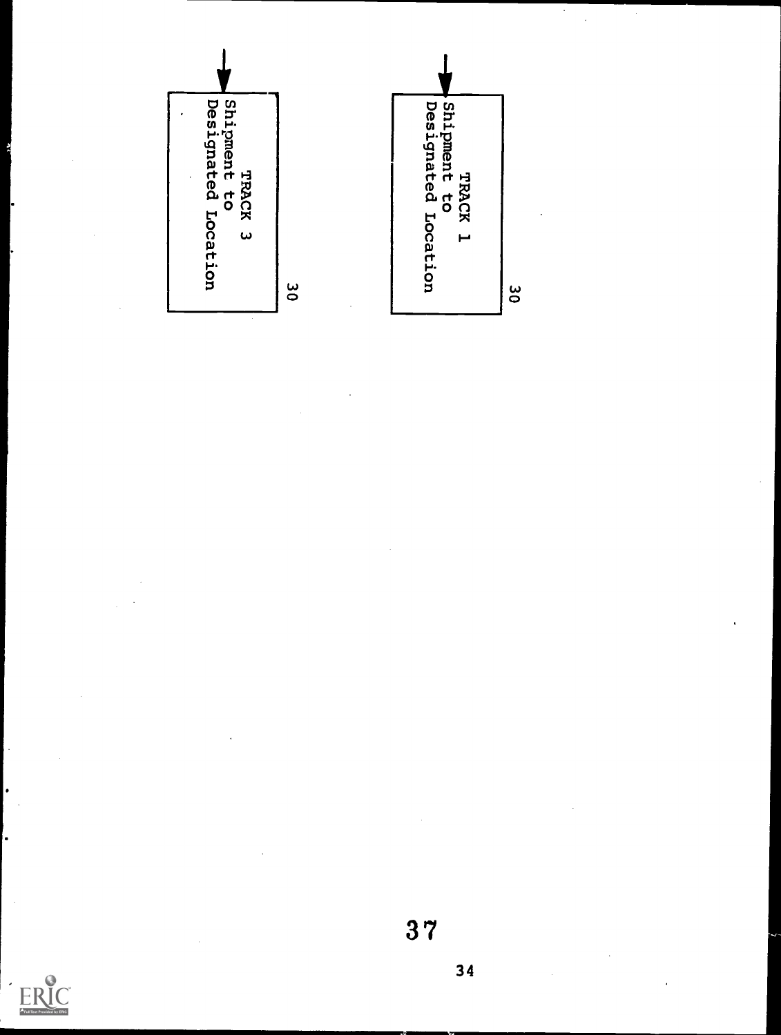TRACK 1
Shipment to
Designated Location

30

TRACK 3
Shipment to
Designated Location

30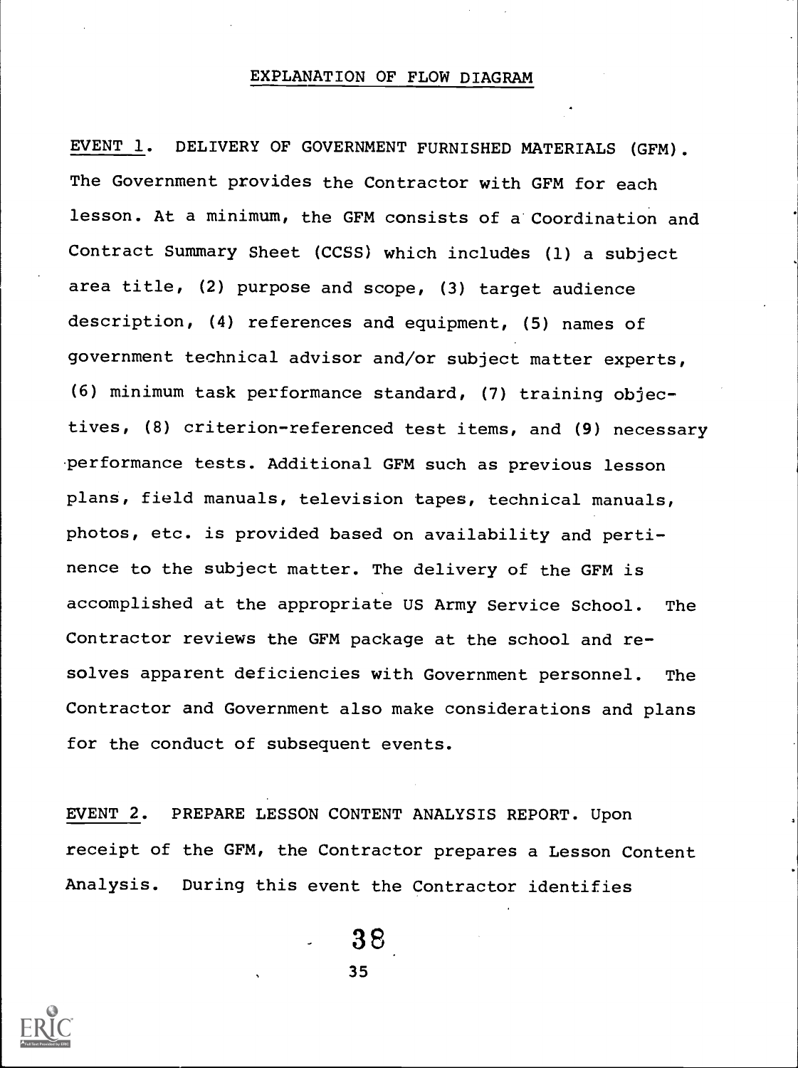## EXPLANATION OF FLOW DIAGRAM

EVENT 1. DELIVERY OF GOVERNMENT FURNISHED MATERIALS (GFM). The Government provides the Contractor with GFM for each lesson. At a minimum, the GFM consists of a Coordination and Contract Summary Sheet (CCSS) which includes (1) a subject area title, (2) purpose and scope, (3) target audience description, (4) references and equipment, (5) names of government technical advisor and/or subject matter experts, (6) minimum task performance standard, (7) training objectives, (8) criterion-referenced test items, and (9) necessary performance tests. Additional GFM such as previous lesson plans, field manuals, television tapes, technical manuals, photos, etc. is provided based on availability and pertinence to the subject matter. The delivery of the GFM is accomplished at the appropriate US Army Service School. The Contractor reviews the GFM package at the school and resolves apparent deficiencies with Government personnel. The Contractor and Government also make considerations and plans for the conduct of subsequent events.

EVENT 2. PREPARE LESSON CONTENT ANALYSIS REPORT. Upon receipt of the GFM, the Contractor prepares a Lesson Content Analysis. During this event the Contractor identifies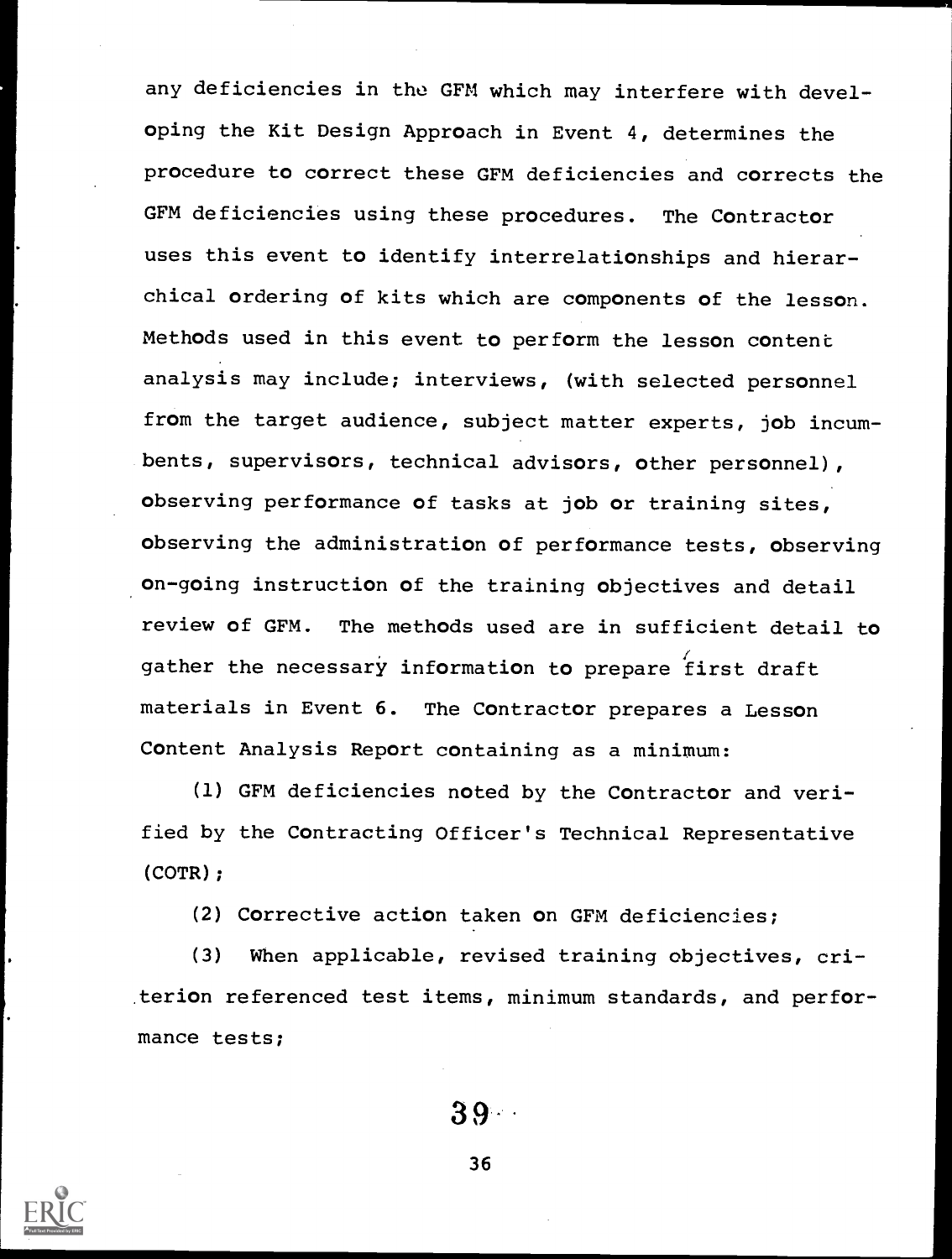any deficiencies in the GFM which may interfere with developing the Kit Design Approach in Event 4, determines the procedure to correct these GFM deficiencies and corrects the GFM deficiencies using these procedures. The Contractor uses this event to identify interrelationships and hierarchical ordering of kits which are components of the lesson. Methods used in this event to perform the lesson content analysis may include; interviews, (with selected personnel from the target audience, subject matter experts, job incumbents, supervisors, technical advisors, other personnel), observing performance of tasks at job or training sites, observing the administration of performance tests, observing on-going instruction of the training objectives and detail review of GFM. The methods used are in sufficient detail to gather the necessary information to prepare first draft materials in Event 6. The Contractor prepares a Lesson Content Analysis Report containing as a minimum:

(1) GFM deficiencies noted by the Contractor and verified by the Contracting Officer's Technical Representative (COTR);

(2) Corrective action taken on GFM deficiencies;

(3) When applicable, revised training objectives, criterion referenced test items, minimum standards, and performance tests;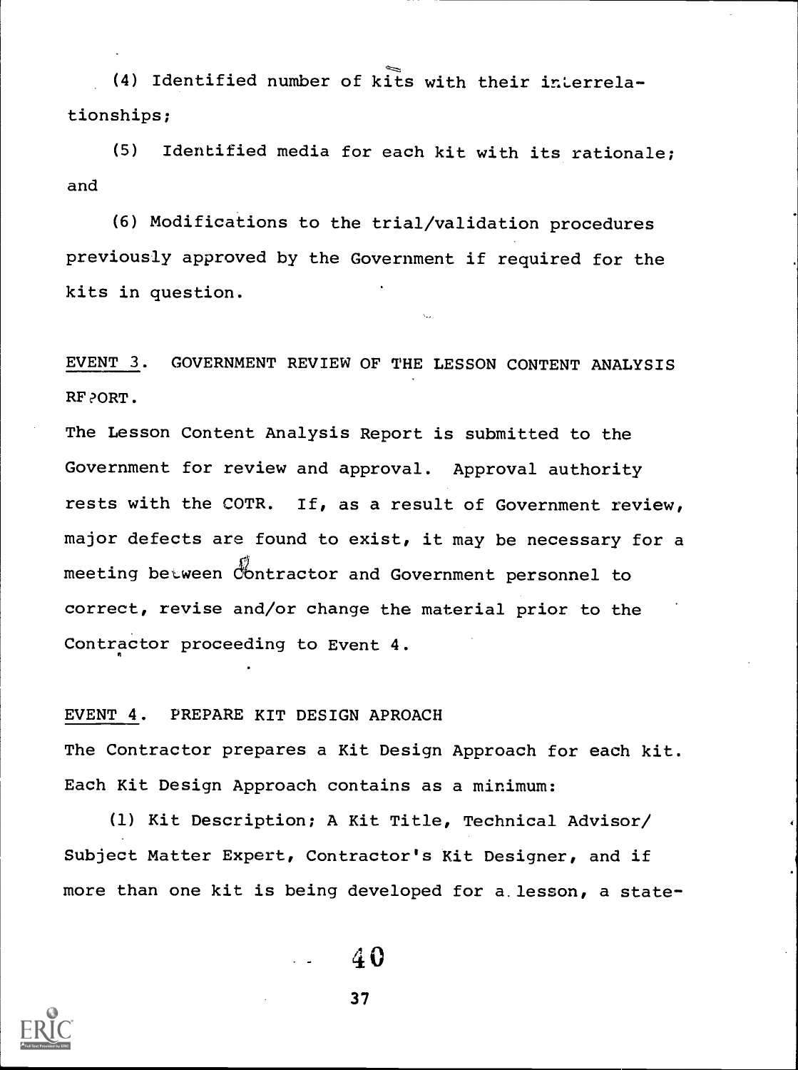(4) Identified number of kits with their interrelationships;

(5) Identified media for each kit with its rationale; and

(6) Modifications to the trial/validation procedures previously approved by the Government if required for the kits in question.

EVENT 3. GOVERNMENT REVIEW OF THE LESSON CONTENT ANALYSIS REPORT.

The Lesson Content Analysis Report is submitted to the Government for review and approval. Approval authority rests with the COTR. If, as a result of Government review, major defects are found to exist, it may be necessary for a meeting between Contractor and Government personnel to correct, revise and/or change the material prior to the Contractor proceeding to Event 4.

EVENT 4. PREPARE KIT DESIGN APROACH

The Contractor prepares a Kit Design Approach for each kit. Each Kit Design Approach contains as a minimum:

(1) Kit Description; A Kit Title, Technical Advisor/ Subject Matter Expert, Contractor's Kit Designer, and if more than one kit is being developed for a lesson, a state-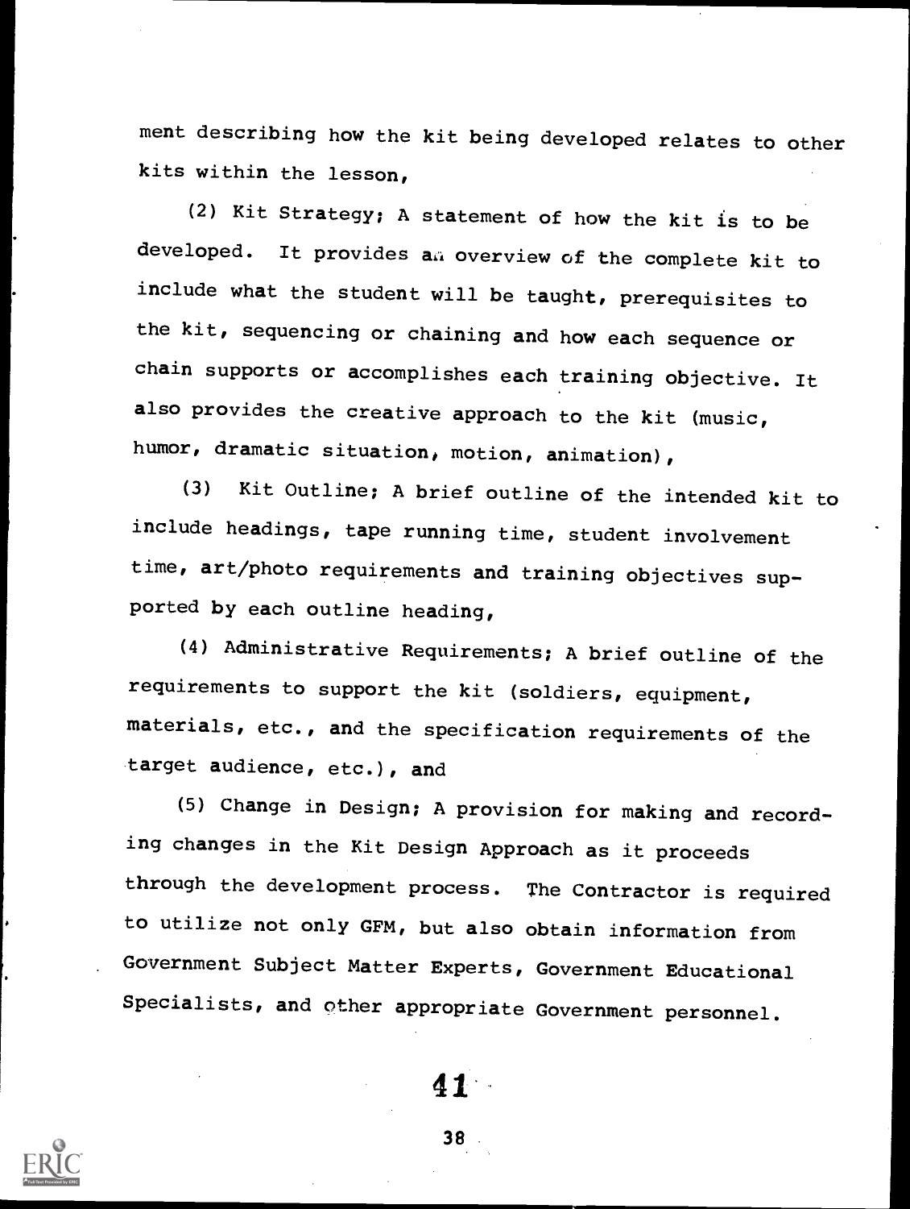ment describing how the kit being developed relates to other kits within the lesson,

(2) Kit Strategy; A statement of how the kit is to be developed. It provides an overview of the complete kit to include what the student will be taught, prerequisites to the kit, sequencing or chaining and how each sequence or chain supports or accomplishes each training objective. It also provides the creative approach to the kit (music, humor, dramatic situation, motion, animation),

(3) Kit Outline; A brief outline of the intended kit to include headings, tape running time, student involvement time, art/photo requirements and training objectives supported by each outline heading,

(4) Administrative Requirements; A brief outline of the requirements to support the kit (soldiers, equipment, materials, etc., and the specification requirements of the target audience, etc.), and

(5) Change in Design; A provision for making and recording changes in the Kit Design Approach as it proceeds through the development process. The Contractor is required to utilize not only GFM, but also obtain information from Government Subject Matter Experts, Government Educational Specialists, and other appropriate Government personnel.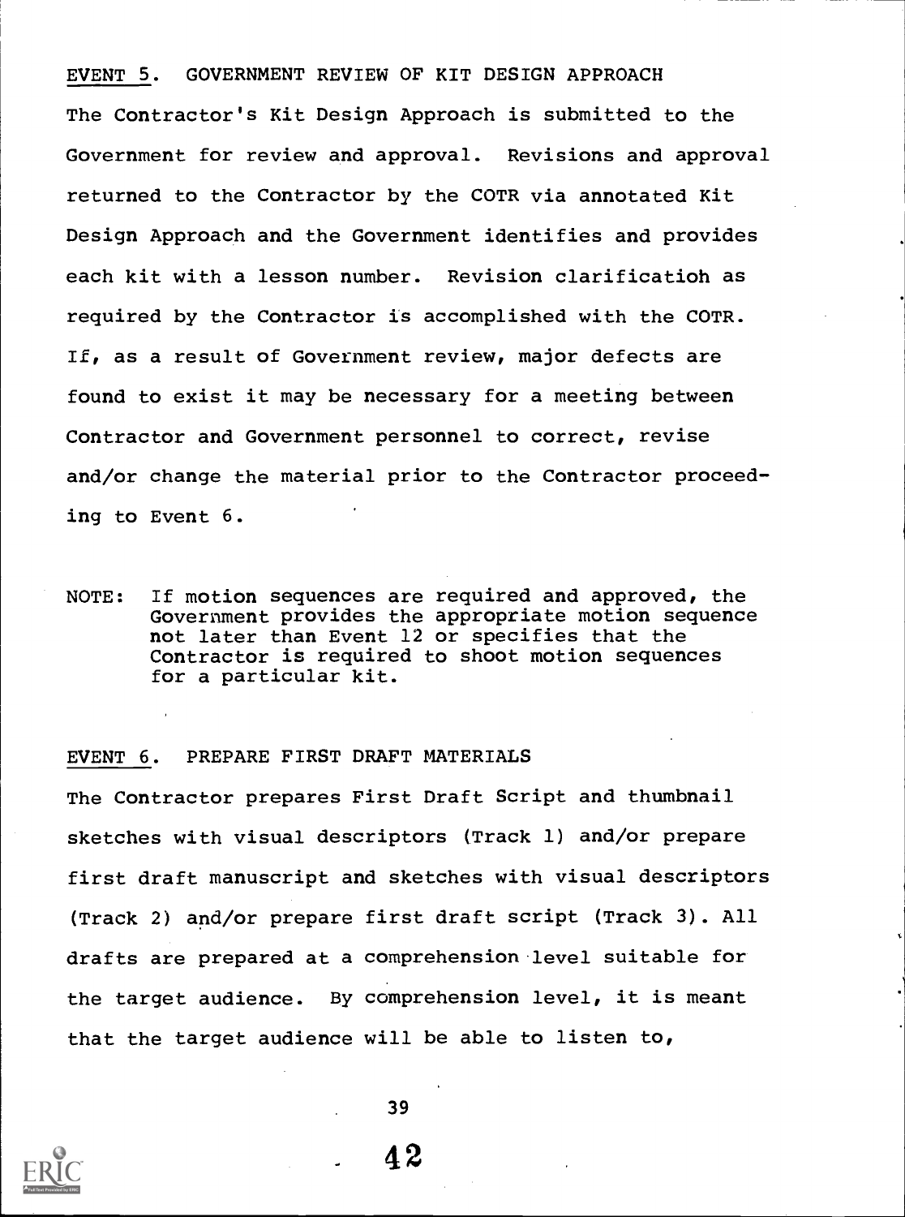## EVENT 5. GOVERNMENT REVIEW OF KIT DESIGN APPROACH

The Contractor's Kit Design Approach is submitted to the Government for review and approval. Revisions and approval returned to the Contractor by the COTR via annotated Kit Design Approach and the Government identifies and provides each kit with a lesson number. Revision clarificatioh as required by the Contractor is accomplished with the COTR. If, as a result of Government review, major defects are found to exist it may be necessary for a meeting between Contractor and Government personnel to correct, revise and/or change the material prior to the Contractor proceeding to Event 6.

NOTE: If motion sequences are required and approved, the Government provides the appropriate motion sequence not later than Event 12 or specifies that the Contractor is required to shoot motion sequences for a particular kit.

## EVENT 6. PREPARE FIRST DRAFT MATERIALS

The Contractor prepares First Draft Script and thumbnail sketches with visual descriptors (Track 1) and/or prepare first draft manuscript and sketches with visual descriptors (Track 2) and/or prepare first draft script (Track 3). All drafts are prepared at a comprehension level suitable for the target audience. By comprehension level, it is meant that the target audience will be able to listen to,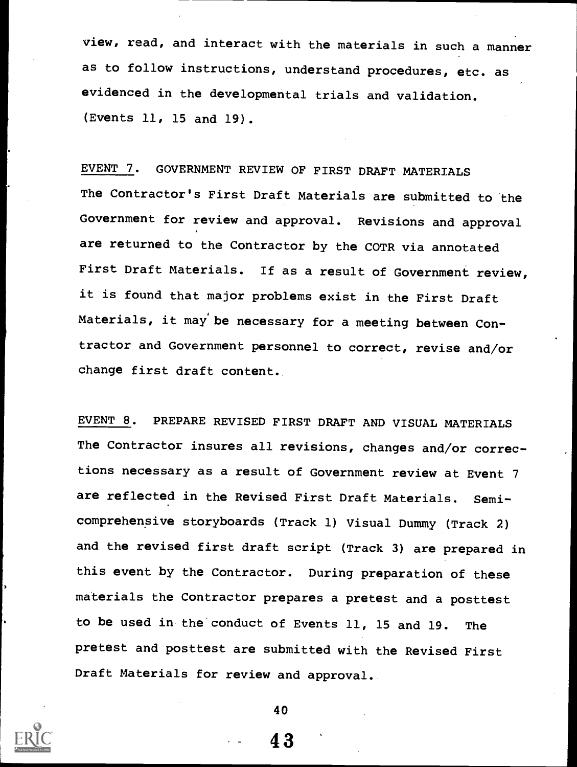view, read, and interact with the materials in such a manner as to follow instructions, understand procedures, etc. as evidenced in the developmental trials and validation. (Events 11, 15 and 19).

EVENT 7. GOVERNMENT REVIEW OF FIRST DRAFT MATERIALS

The Contractor's First Draft Materials are submitted to the Government for review and approval. Revisions and approval are returned to the Contractor by the COTR via annotated First Draft Materials. If as a result of Government review, it is found that major problems exist in the First Draft Materials, it may be necessary for a meeting between Contractor and Government personnel to correct, revise and/or change first draft content.

EVENT 8. PREPARE REVISED FIRST DRAFT AND VISUAL MATERIALS

The Contractor insures all revisions, changes and/or corrections necessary as a result of Government review at Event 7 are reflected in the Revised First Draft Materials. Semi-comprehensive storyboards (Track 1) Visual Dummy (Track 2) and the revised first draft script (Track 3) are prepared in this event by the Contractor. During preparation of these materials the Contractor prepares a pretest and a posttest to be used in the conduct of Events 11, 15 and 19. The pretest and posttest are submitted with the Revised First Draft Materials for review and approval.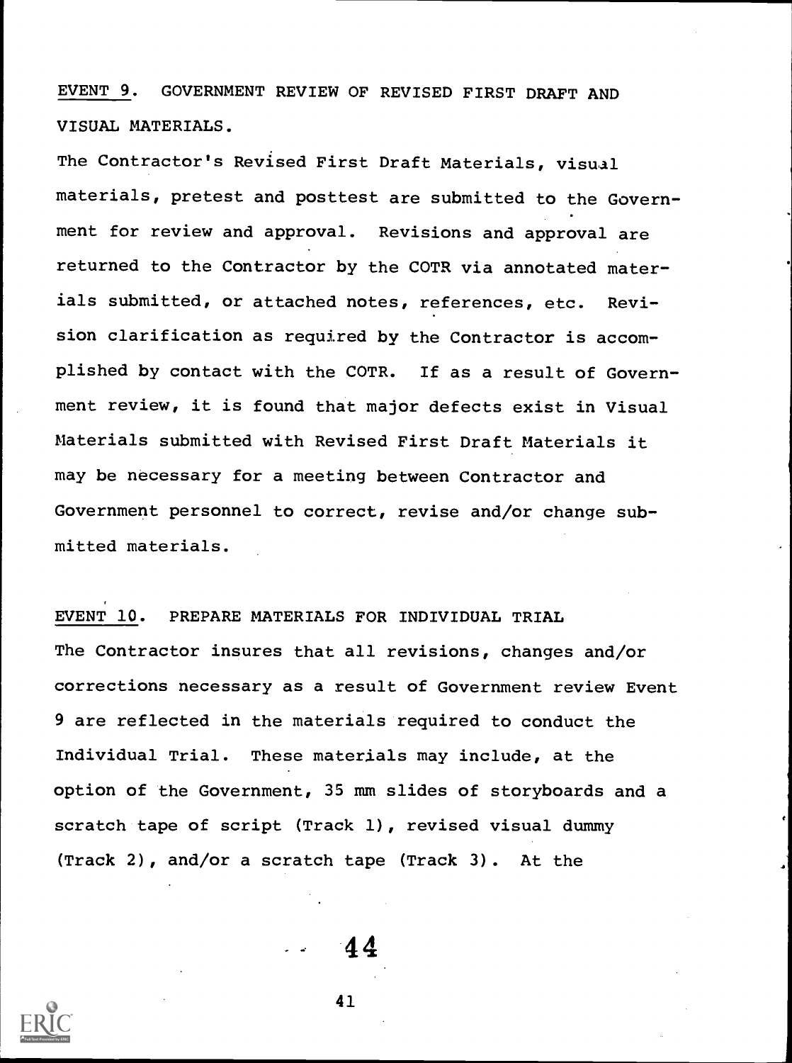EVENT 9. GOVERNMENT REVIEW OF REVISED FIRST DRAFT AND VISUAL MATERIALS.

The Contractor's Revised First Draft Materials, visual materials, pretest and posttest are submitted to the Government for review and approval. Revisions and approval are returned to the Contractor by the COTR via annotated materials submitted, or attached notes, references, etc. Revision clarification as required by the Contractor is accomplished by contact with the COTR. If as a result of Government review, it is found that major defects exist in Visual Materials submitted with Revised First Draft Materials it may be necessary for a meeting between Contractor and Government personnel to correct, revise and/or change submitted materials.

EVENT 10. PREPARE MATERIALS FOR INDIVIDUAL TRIAL

The Contractor insures that all revisions, changes and/or corrections necessary as a result of Government review Event 9 are reflected in the materials required to conduct the Individual Trial. These materials may include, at the option of the Government, 35 mm slides of storyboards and a scratch tape of script (Track 1), revised visual dummy (Track 2), and/or a scratch tape (Track 3). At the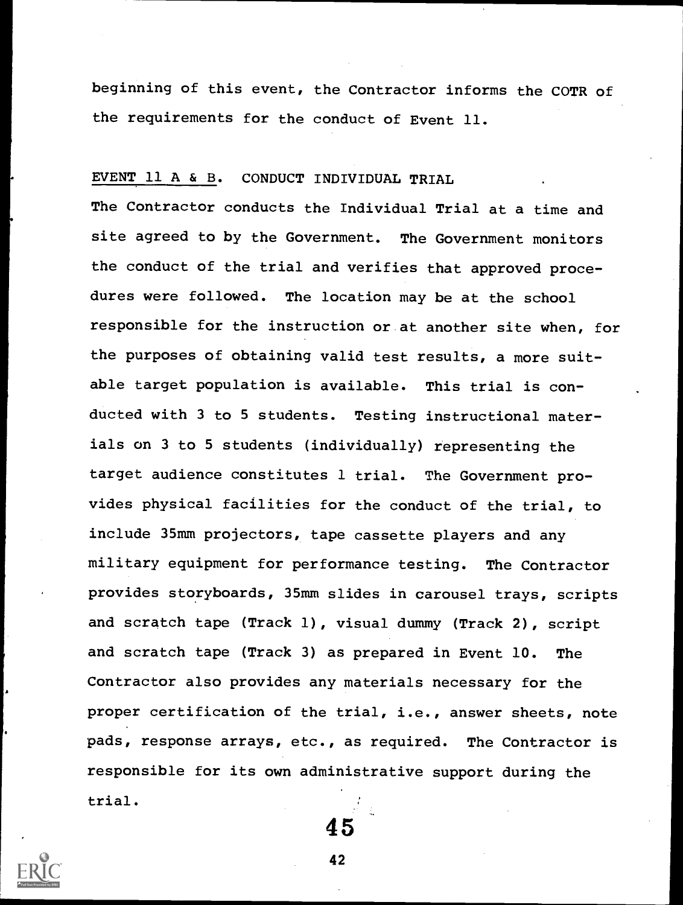beginning of this event, the Contractor informs the COTR of the requirements for the conduct of Event 11.

EVENT 11 A & B. CONDUCT INDIVIDUAL TRIAL

The Contractor conducts the Individual Trial at a time and site agreed to by the Government. The Government monitors the conduct of the trial and verifies that approved procedures were followed. The location may be at the school responsible for the instruction or at another site when, for the purposes of obtaining valid test results, a more suitable target population is available. This trial is conducted with 3 to 5 students. Testing instructional materials on 3 to 5 students (individually) representing the target audience constitutes 1 trial. The Government provides physical facilities for the conduct of the trial, to include 35mm projectors, tape cassette players and any military equipment for performance testing. The Contractor provides storyboards, 35mm slides in carousel trays, scripts and scratch tape (Track 1), visual dummy (Track 2), script and scratch tape (Track 3) as prepared in Event 10. The Contractor also provides any materials necessary for the proper certification of the trial, i.e., answer sheets, note pads, response arrays, etc., as required. The Contractor is responsible for its own administrative support during the trial.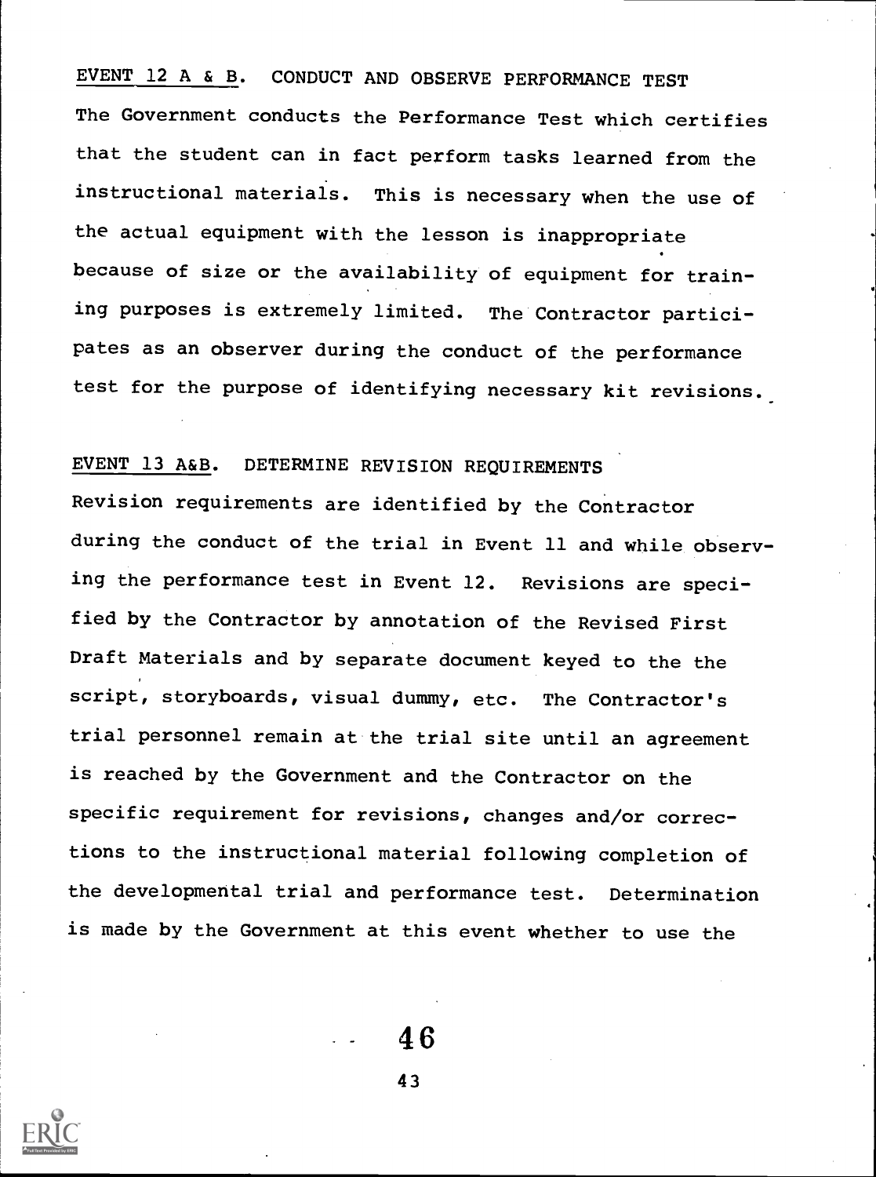EVENT 12 A & B. CONDUCT AND OBSERVE PERFORMANCE TEST

The Government conducts the Performance Test which certifies that the student can in fact perform tasks learned from the instructional materials. This is necessary when the use of the actual equipment with the lesson is inappropriate because of size or the availability of equipment for training purposes is extremely limited. The Contractor participates as an observer during the conduct of the performance test for the purpose of identifying necessary kit revisions.

EVENT 13 A&B. DETERMINE REVISION REQUIREMENTS

Revision requirements are identified by the Contractor during the conduct of the trial in Event 11 and while observing the performance test in Event 12. Revisions are specified by the Contractor by annotation of the Revised First Draft Materials and by separate document keyed to the the script, storyboards, visual dummy, etc. The Contractor's trial personnel remain at the trial site until an agreement is reached by the Government and the Contractor on the specific requirement for revisions, changes and/or corrections to the instructional material following completion of the developmental trial and performance test. Determination is made by the Government at this event whether to use the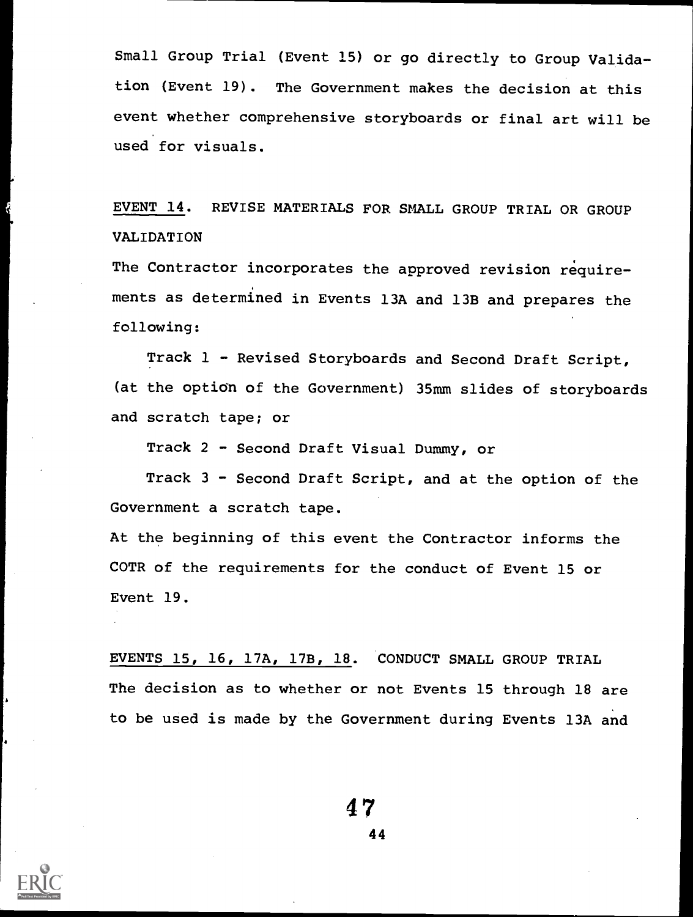Small Group Trial (Event 15) or go directly to Group Validation (Event 19). The Government makes the decision at this event whether comprehensive storyboards or final art will be used for visuals.

<u>EVENT 14</u>. REVISE MATERIALS FOR SMALL GROUP TRIAL OR GROUP VALIDATION

The Contractor incorporates the approved revision requirements as determined in Events 13A and 13B and prepares the following:

Track 1 - Revised Storyboards and Second Draft Script, (at the option of the Government) 35mm slides of storyboards and scratch tape; or

Track 2 - Second Draft Visual Dummy, or

Track 3 - Second Draft Script, and at the option of the Government a scratch tape.

At the beginning of this event the Contractor informs the COTR of the requirements for the conduct of Event 15 or Event 19.

<u>EVENTS 15, 16, 17A, 17B, 18</u>. CONDUCT SMALL GROUP TRIAL

The decision as to whether or not Events 15 through 18 are to be used is made by the Government during Events 13A and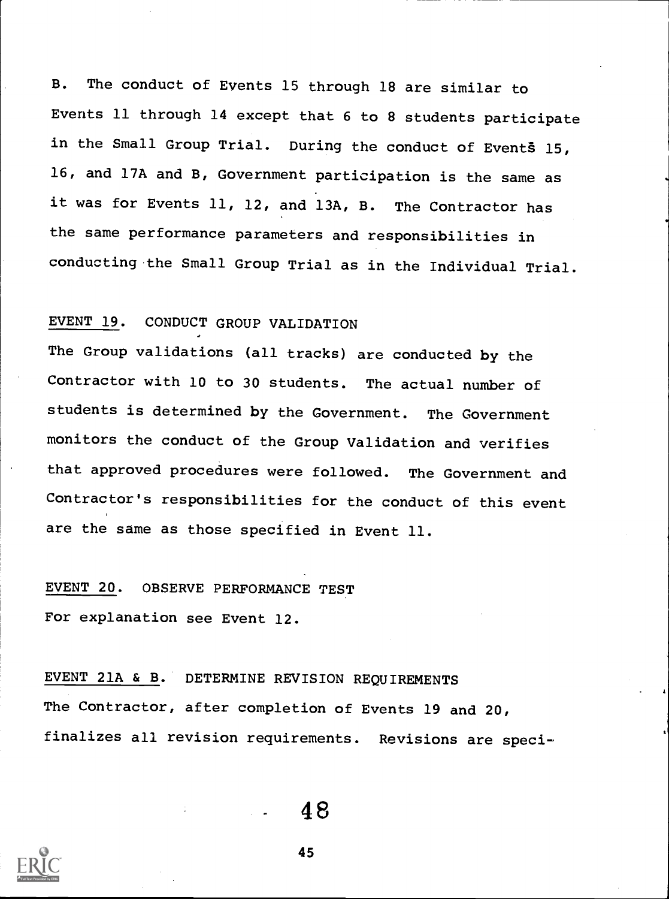B. The conduct of Events 15 through 18 are similar to Events 11 through 14 except that 6 to 8 students participate in the Small Group Trial. During the conduct of Events 15, 16, and 17A and B, Government participation is the same as it was for Events 11, 12, and 13A, B. The Contractor has the same performance parameters and responsibilities in conducting the Small Group Trial as in the Individual Trial.

EVENT 19. CONDUCT GROUP VALIDATION

The Group validations (all tracks) are conducted by the Contractor with 10 to 30 students. The actual number of students is determined by the Government. The Government monitors the conduct of the Group Validation and verifies that approved procedures were followed. The Government and Contractor's responsibilities for the conduct of this event are the same as those specified in Event 11.

EVENT 20. OBSERVE PERFORMANCE TEST

For explanation see Event 12.

EVENT 21A & B. DETERMINE REVISION REQUIREMENTS

The Contractor, after completion of Events 19 and 20, finalizes all revision requirements. Revisions are speci-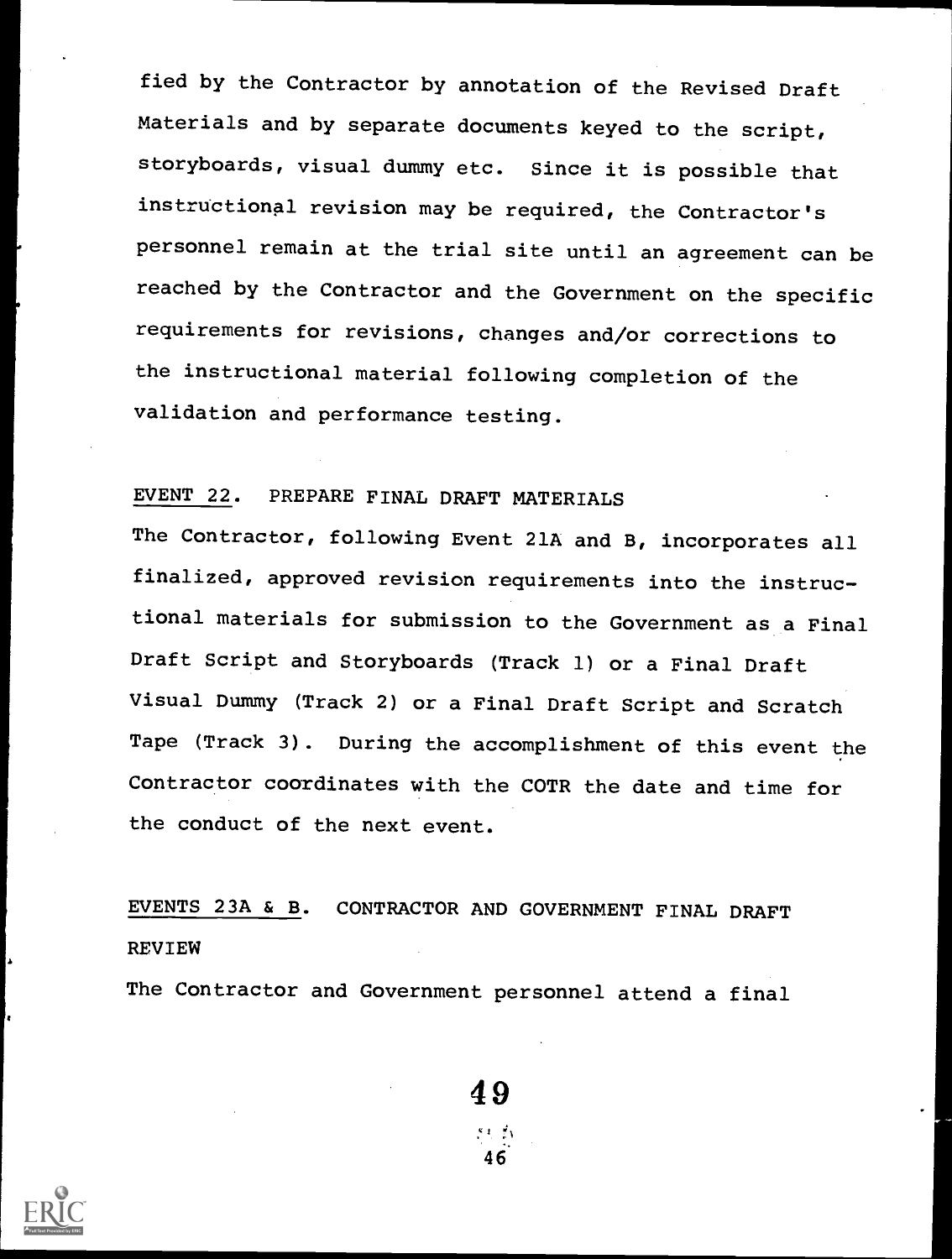fied by the Contractor by annotation of the Revised Draft Materials and by separate documents keyed to the script, storyboards, visual dummy etc. Since it is possible that instructional revision may be required, the Contractor's personnel remain at the trial site until an agreement can be reached by the Contractor and the Government on the specific requirements for revisions, changes and/or corrections to the instructional material following completion of the validation and performance testing.

EVENT 22. PREPARE FINAL DRAFT MATERIALS

The Contractor, following Event 21A and B, incorporates all finalized, approved revision requirements into the instructional materials for submission to the Government as a Final Draft Script and Storyboards (Track 1) or a Final Draft Visual Dummy (Track 2) or a Final Draft Script and Scratch Tape (Track 3). During the accomplishment of this event the Contractor coordinates with the COTR the date and time for the conduct of the next event.

EVENTS 23A & B. CONTRACTOR AND GOVERNMENT FINAL DRAFT REVIEW

The Contractor and Government personnel attend a final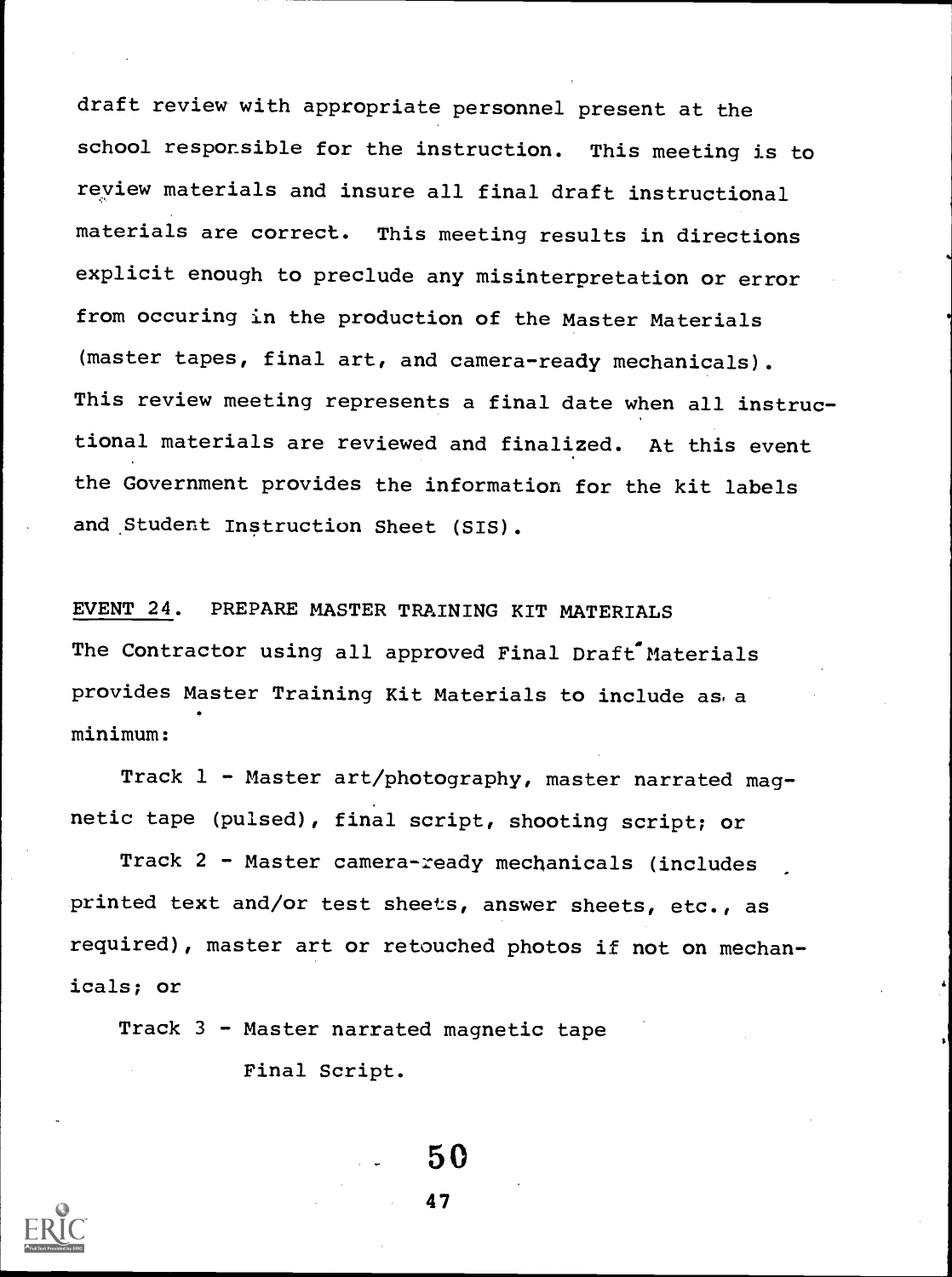draft review with appropriate personnel present at the school responsible for the instruction. This meeting is to review materials and insure all final draft instructional materials are correct. This meeting results in directions explicit enough to preclude any misinterpretation or error from occuring in the production of the Master Materials (master tapes, final art, and camera-ready mechanicals). This review meeting represents a final date when all instructional materials are reviewed and finalized. At this event the Government provides the information for the kit labels and Student Instruction Sheet (SIS).

EVENT 24. PREPARE MASTER TRAINING KIT MATERIALS

The Contractor using all approved Final Draft Materials provides Master Training Kit Materials to include as a minimum:

Track 1 - Master art/photography, master narrated magnetic tape (pulsed), final script, shooting script; or

Track 2 - Master camera-ready mechanicals (includes printed text and/or test sheets, answer sheets, etc., as required), master art or retouched photos if not on mechanicals; or

Track 3 - Master narrated magnetic tape
Final Script.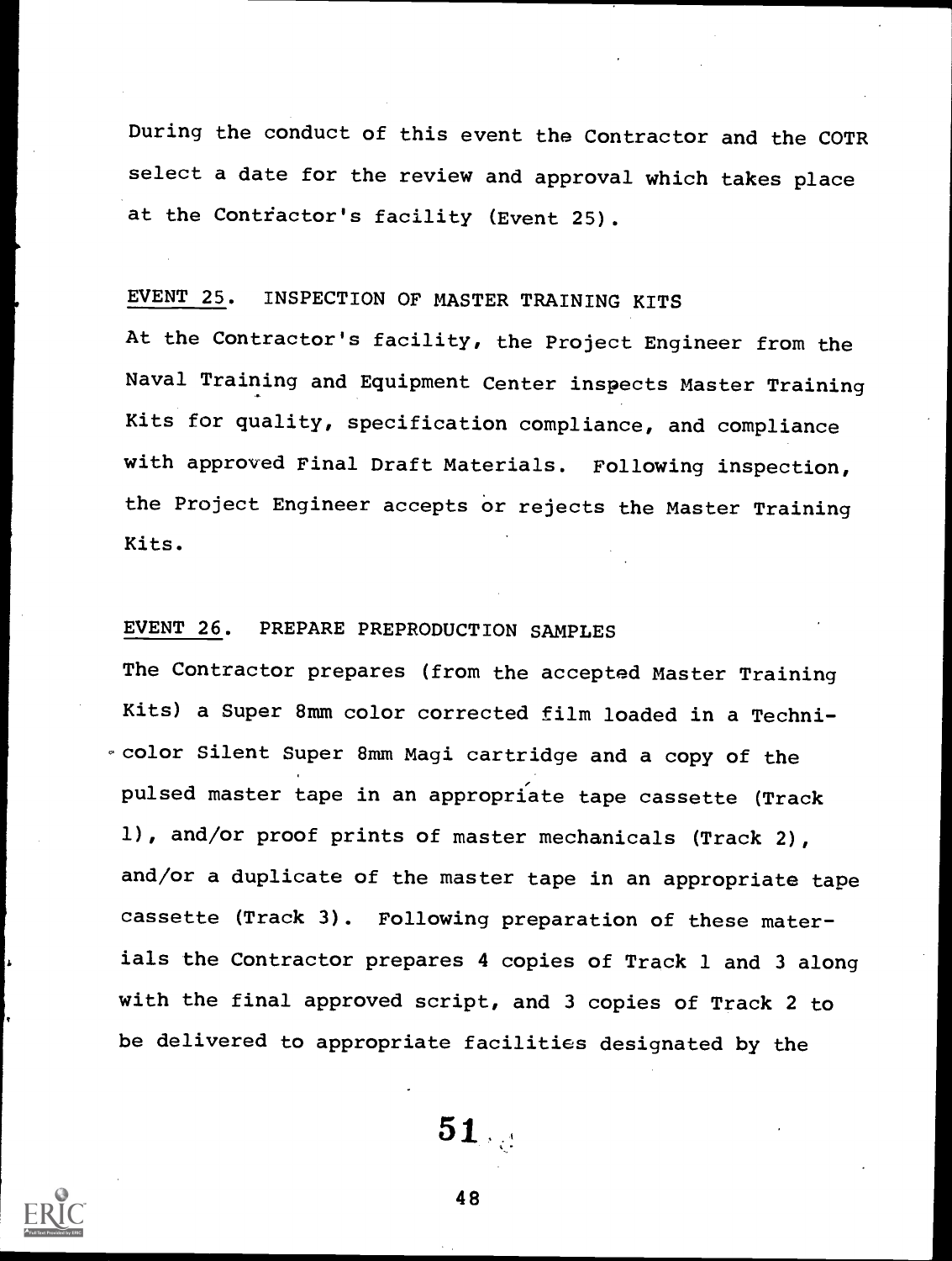During the conduct of this event the Contractor and the COTR select a date for the review and approval which takes place at the Contractor's facility (Event 25).

EVENT 25. INSPECTION OF MASTER TRAINING KITS

At the Contractor's facility, the Project Engineer from the Naval Training and Equipment Center inspects Master Training Kits for quality, specification compliance, and compliance with approved Final Draft Materials. Following inspection, the Project Engineer accepts or rejects the Master Training Kits.

EVENT 26. PREPARE PREPRODUCTION SAMPLES

The Contractor prepares (from the accepted Master Training Kits) a Super 8mm color corrected film loaded in a Technicolor Silent Super 8mm Magi cartridge and a copy of the pulsed master tape in an appropriate tape cassette (Track 1), and/or proof prints of master mechanicals (Track 2), and/or a duplicate of the master tape in an appropriate tape cassette (Track 3). Following preparation of these materials the Contractor prepares 4 copies of Track 1 and 3 along with the final approved script, and 3 copies of Track 2 to be delivered to appropriate facilities designated by the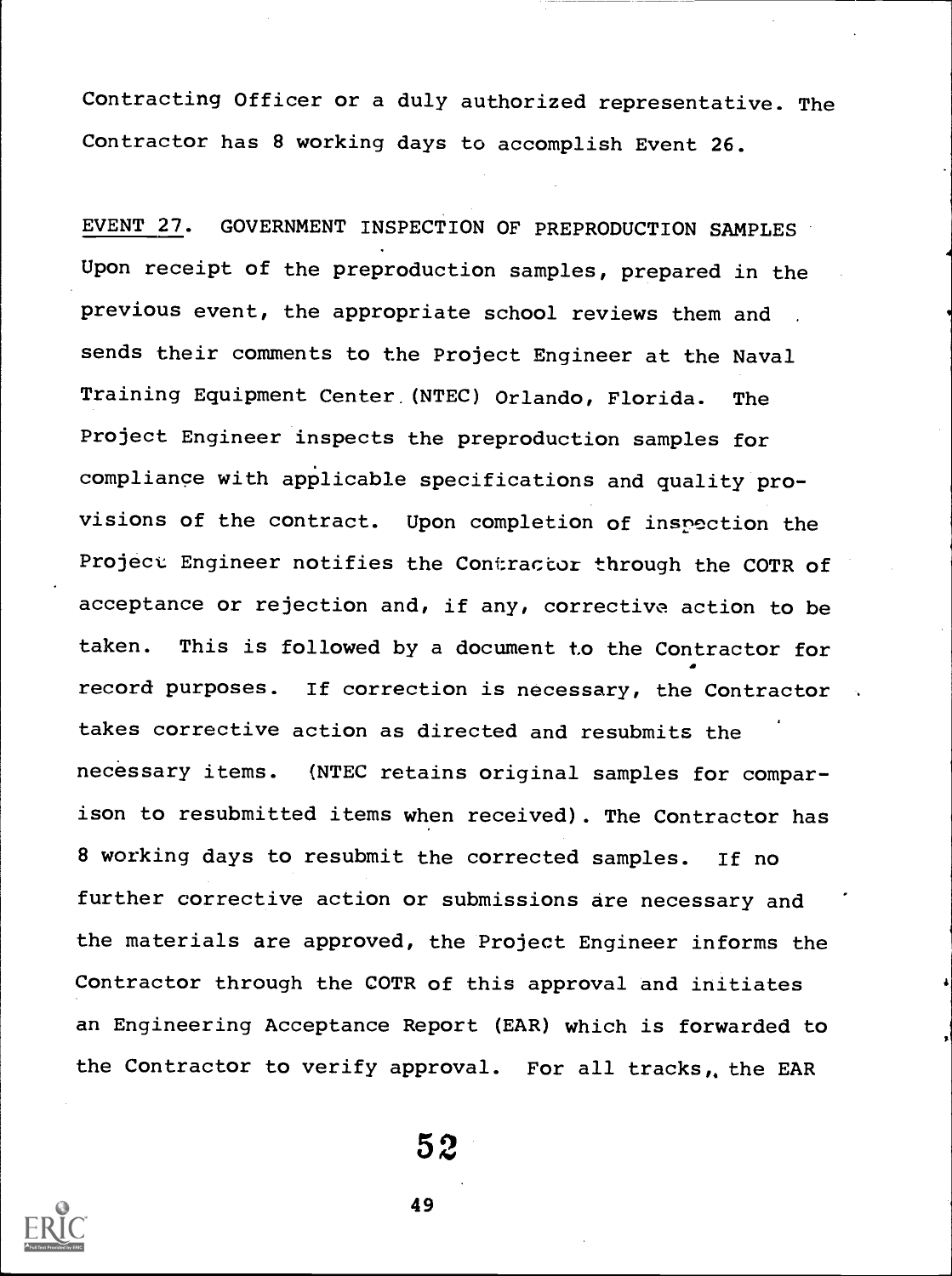Contracting Officer or a duly authorized representative. The Contractor has 8 working days to accomplish Event 26.

EVENT 27. GOVERNMENT INSPECTION OF PREPRODUCTION SAMPLES
Upon receipt of the preproduction samples, prepared in the previous event, the appropriate school reviews them and sends their comments to the Project Engineer at the Naval Training Equipment Center (NTEC) Orlando, Florida. The Project Engineer inspects the preproduction samples for compliance with applicable specifications and quality provisions of the contract. Upon completion of inspection the Project Engineer notifies the Contractor through the COTR of acceptance or rejection and, if any, corrective action to be taken. This is followed by a document to the Contractor for record purposes. If correction is necessary, the Contractor takes corrective action as directed and resubmits the necessary items. (NTEC retains original samples for comparison to resubmitted items when received). The Contractor has 8 working days to resubmit the corrected samples. If no further corrective action or submissions are necessary and the materials are approved, the Project Engineer informs the Contractor through the COTR of this approval and initiates an Engineering Acceptance Report (EAR) which is forwarded to the Contractor to verify approval. For all tracks, the EAR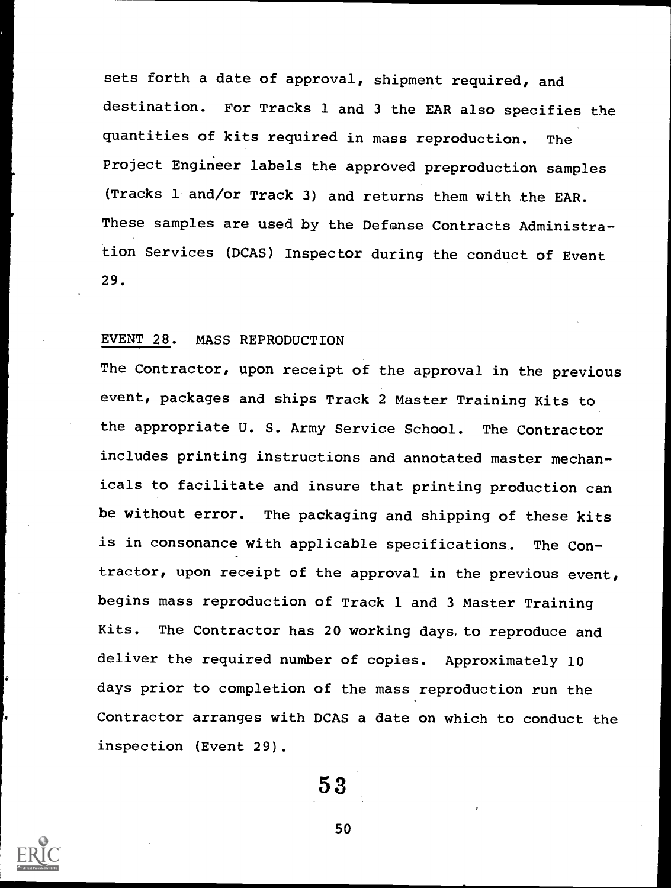sets forth a date of approval, shipment required, and destination. For Tracks 1 and 3 the EAR also specifies the quantities of kits required in mass reproduction. The Project Engineer labels the approved preproduction samples (Tracks 1 and/or Track 3) and returns them with the EAR. These samples are used by the Defense Contracts Administration Services (DCAS) Inspector during the conduct of Event 29.

EVENT 28. MASS REPRODUCTION

The Contractor, upon receipt of the approval in the previous event, packages and ships Track 2 Master Training Kits to the appropriate U. S. Army Service School. The Contractor includes printing instructions and annotated master mechanicals to facilitate and insure that printing production can be without error. The packaging and shipping of these kits is in consonance with applicable specifications. The Contractor, upon receipt of the approval in the previous event, begins mass reproduction of Track 1 and 3 Master Training Kits. The Contractor has 20 working days to reproduce and deliver the required number of copies. Approximately 10 days prior to completion of the mass reproduction run the Contractor arranges with DCAS a date on which to conduct the inspection (Event 29).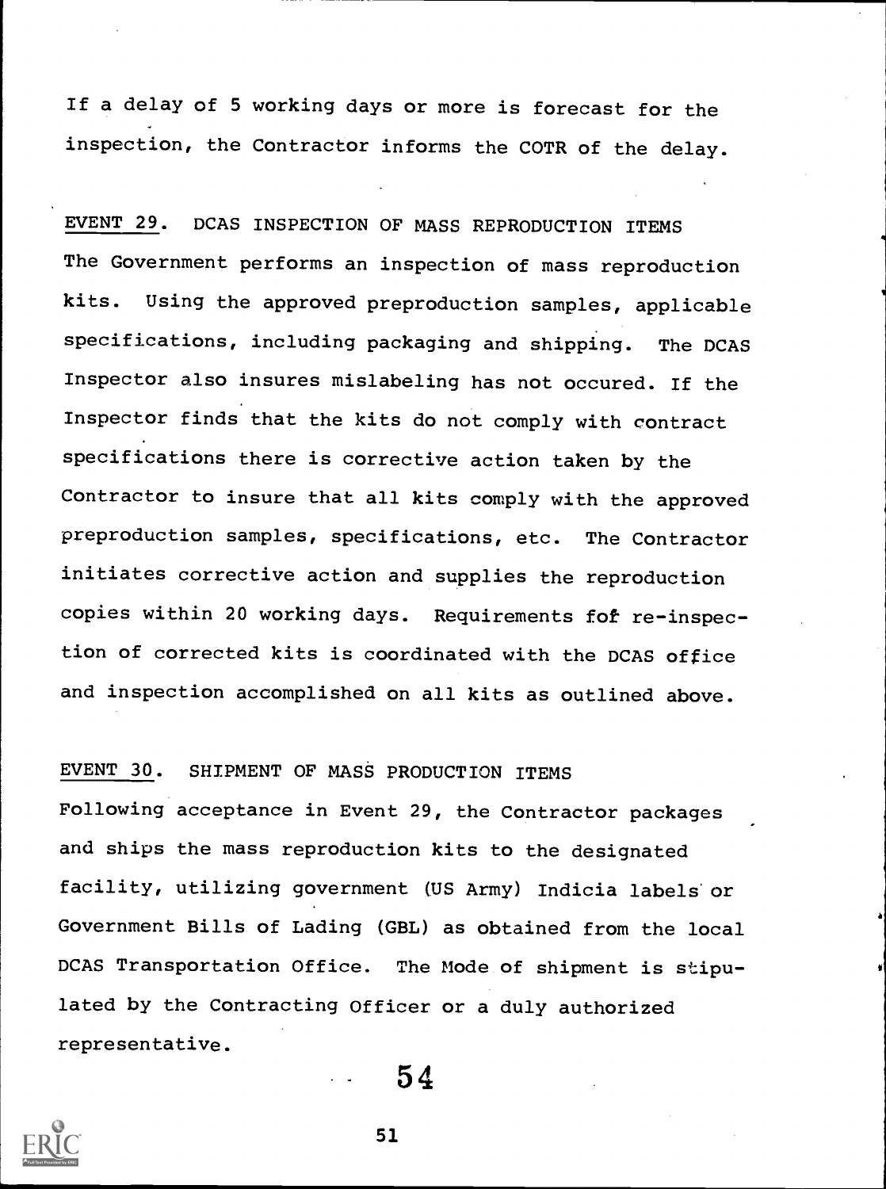If a delay of 5 working days or more is forecast for the inspection, the Contractor informs the COTR of the delay.

EVENT 29. DCAS INSPECTION OF MASS REPRODUCTION ITEMS

The Government performs an inspection of mass reproduction kits. Using the approved preproduction samples, applicable specifications, including packaging and shipping. The DCAS Inspector also insures mislabeling has not occured. If the Inspector finds that the kits do not comply with contract specifications there is corrective action taken by the Contractor to insure that all kits comply with the approved preproduction samples, specifications, etc. The Contractor initiates corrective action and supplies the reproduction copies within 20 working days. Requirements fof re-inspection of corrected kits is coordinated with the DCAS office and inspection accomplished on all kits as outlined above.

EVENT 30. SHIPMENT OF MASS PRODUCTION ITEMS

Following acceptance in Event 29, the Contractor packages and ships the mass reproduction kits to the designated facility, utilizing government (US Army) Indicia labels or Government Bills of Lading (GBL) as obtained from the local DCAS Transportation Office. The Mode of shipment is stipulated by the Contracting Officer or a duly authorized representative.